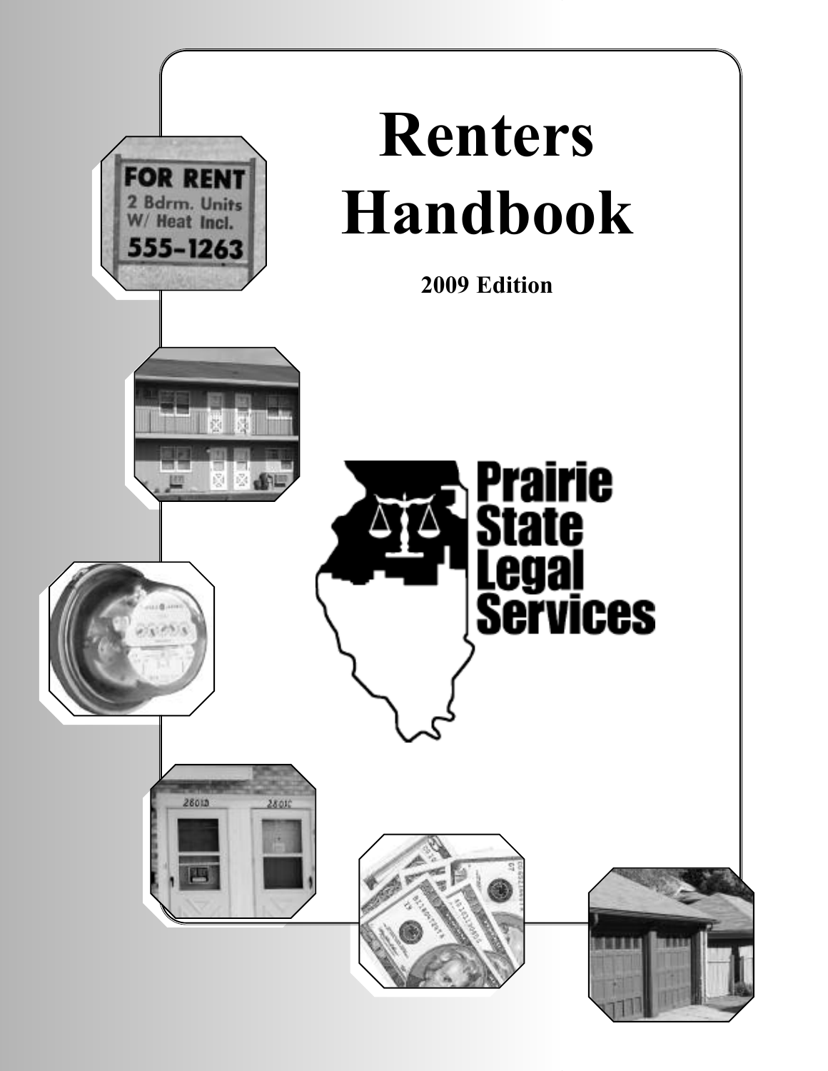# Renters Handbook

**2009 Edition**

Prairie State Legal Services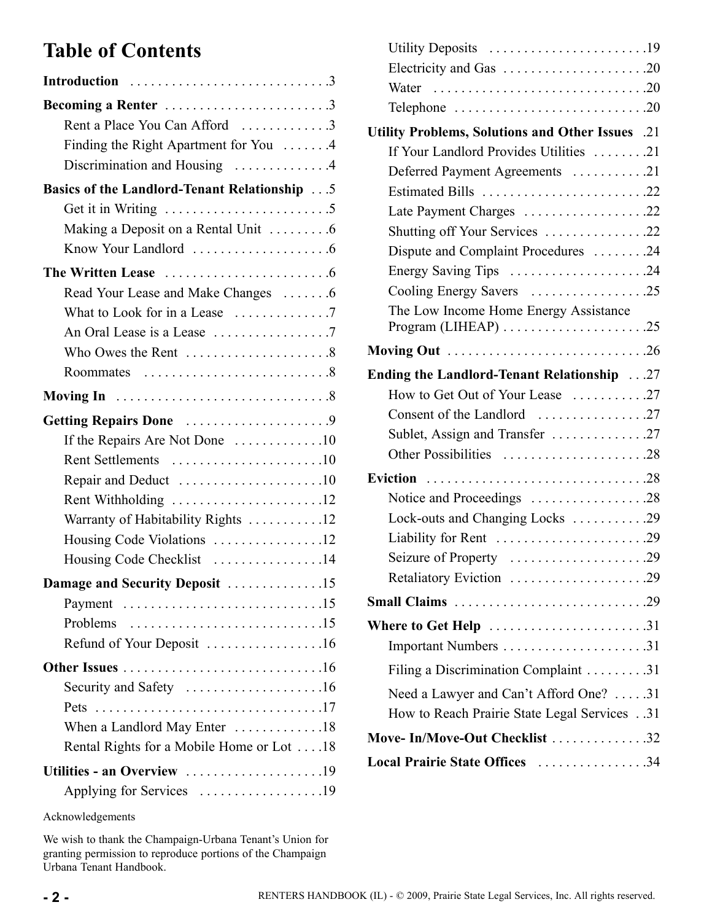# Table of Contents

**Introduction** .... 3

**Becoming a Renter** .... 3
- Rent a Place You Can Afford .... 3
- Finding the Right Apartment for You .... 4
- Discrimination and Housing .... 4

**Basics of the Landlord-Tenant Relationship** .... 5
- Get it in Writing .... 5
- Making a Deposit on a Rental Unit .... 6
- Know Your Landlord .... 6

**The Written Lease** .... 6
- Read Your Lease and Make Changes .... 6
- What to Look for in a Lease .... 7
- An Oral Lease is a Lease .... 7
- Who Owes the Rent .... 8
- Roommates .... 8

**Moving In** .... 8

**Getting Repairs Done** .... 9
- If the Repairs Are Not Done .... 10
- Rent Settlements .... 10
- Repair and Deduct .... 10
- Rent Withholding .... 12
- Warranty of Habitability Rights .... 12
- Housing Code Violations .... 12
- Housing Code Checklist .... 14

**Damage and Security Deposit** .... 15
- Payment .... 15
- Problems .... 15
- Refund of Your Deposit .... 16

**Other Issues** .... 16
- Security and Safety .... 16
- Pets .... 17
- When a Landlord May Enter .... 18
- Rental Rights for a Mobile Home or Lot .... 18

**Utilities - an Overview** .... 19
- Applying for Services .... 19
- Utility Deposits .... 19
- Electricity and Gas .... 20
- Water .... 20
- Telephone .... 20

**Utility Problems, Solutions and Other Issues** .... 21
- If Your Landlord Provides Utilities .... 21
- Deferred Payment Agreements .... 21
- Estimated Bills .... 22
- Late Payment Charges .... 22
- Shutting off Your Services .... 22
- Dispute and Complaint Procedures .... 24
- Energy Saving Tips .... 24
- Cooling Energy Savers .... 25
- The Low Income Home Energy Assistance Program (LIHEAP) .... 25

**Moving Out** .... 26

**Ending the Landlord-Tenant Relationship** .... 27
- How to Get Out of Your Lease .... 27
- Consent of the Landlord .... 27
- Sublet, Assign and Transfer .... 27
- Other Possibilities .... 28

**Eviction** .... 28
- Notice and Proceedings .... 28
- Lock-outs and Changing Locks .... 29
- Liability for Rent .... 29
- Seizure of Property .... 29
- Retaliatory Eviction .... 29

**Small Claims** .... 29

**Where to Get Help** .... 31
- Important Numbers .... 31
- Filing a Discrimination Complaint .... 31
- Need a Lawyer and Can't Afford One? .... 31
- How to Reach Prairie State Legal Services .... 31

**Move- In/Move-Out Checklist** .... 32

**Local Prairie State Offices** .... 34

Acknowledgements

We wish to thank the Champaign-Urbana Tenant's Union for granting permission to reproduce portions of the Champaign Urbana Tenant Handbook.

RENTERS HANDBOOK (IL) - © 2009, Prairie State Legal Services, Inc. All rights reserved.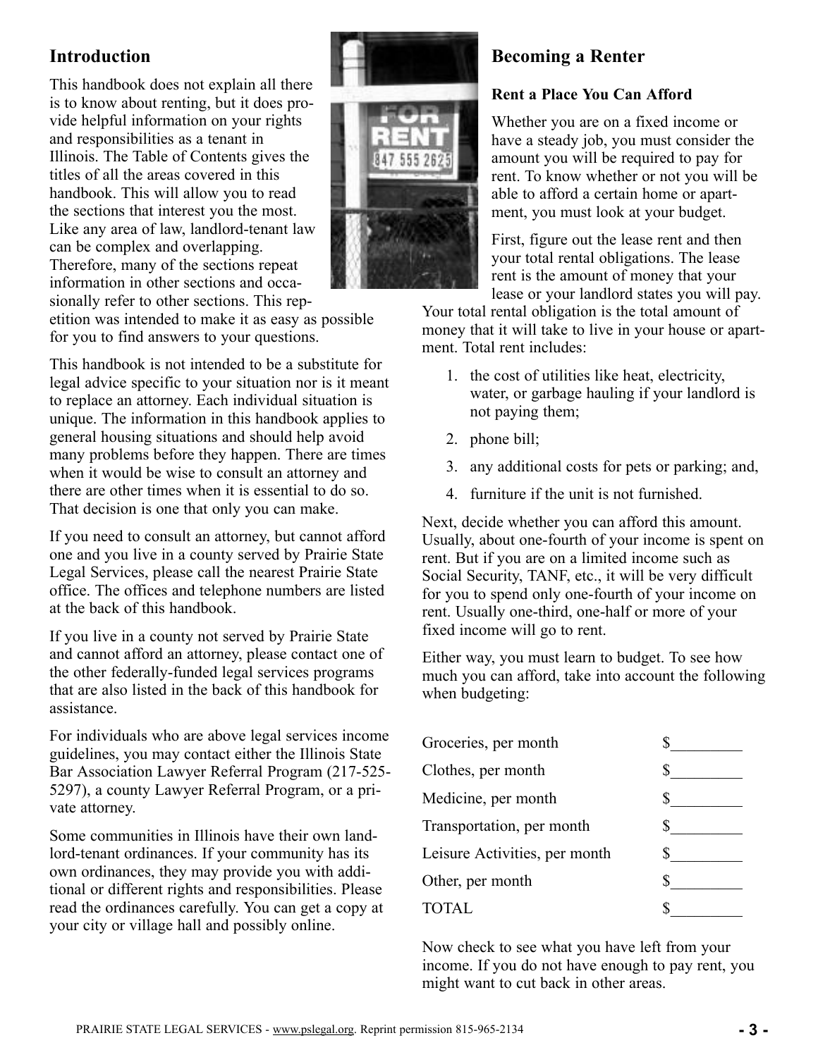## Introduction

This handbook does not explain all there is to know about renting, but it does provide helpful information on your rights and responsibilities as a tenant in Illinois. The Table of Contents gives the titles of all the areas covered in this handbook. This will allow you to read the sections that interest you the most. Like any area of law, landlord-tenant law can be complex and overlapping. Therefore, many of the sections repeat information in other sections and occasionally refer to other sections. This repetition was intended to make it as easy as possible for you to find answers to your questions.

This handbook is not intended to be a substitute for legal advice specific to your situation nor is it meant to replace an attorney. Each individual situation is unique. The information in this handbook applies to general housing situations and should help avoid many problems before they happen. There are times when it would be wise to consult an attorney and there are other times when it is essential to do so. That decision is one that only you can make.

If you need to consult an attorney, but cannot afford one and you live in a county served by Prairie State Legal Services, please call the nearest Prairie State office. The offices and telephone numbers are listed at the back of this handbook.

If you live in a county not served by Prairie State and cannot afford an attorney, please contact one of the other federally-funded legal services programs that are also listed in the back of this handbook for assistance.

For individuals who are above legal services income guidelines, you may contact either the Illinois State Bar Association Lawyer Referral Program (217-525-5297), a county Lawyer Referral Program, or a private attorney.

Some communities in Illinois have their own landlord-tenant ordinances. If your community has its own ordinances, they may provide you with additional or different rights and responsibilities. Please read the ordinances carefully. You can get a copy at your city or village hall and possibly online.

## Becoming a Renter

### Rent a Place You Can Afford

Whether you are on a fixed income or have a steady job, you must consider the amount you will be required to pay for rent. To know whether or not you will be able to afford a certain home or apartment, you must look at your budget.

First, figure out the lease rent and then your total rental obligations. The lease rent is the amount of money that your lease or your landlord states you will pay. Your total rental obligation is the total amount of money that it will take to live in your house or apartment. Total rent includes:

1. the cost of utilities like heat, electricity, water, or garbage hauling if your landlord is not paying them;
2. phone bill;
3. any additional costs for pets or parking; and,
4. furniture if the unit is not furnished.

Next, decide whether you can afford this amount. Usually, about one-fourth of your income is spent on rent. But if you are on a limited income such as Social Security, TANF, etc., it will be very difficult for you to spend only one-fourth of your income on rent. Usually one-third, one-half or more of your fixed income will go to rent.

Either way, you must learn to budget. To see how much you can afford, take into account the following when budgeting:

| | |
|---|---|
| Groceries, per month | $_________ |
| Clothes, per month | $_________ |
| Medicine, per month | $_________ |
| Transportation, per month | $_________ |
| Leisure Activities, per month | $_________ |
| Other, per month | $_________ |
| TOTAL | $_________ |

Now check to see what you have left from your income. If you do not have enough to pay rent, you might want to cut back in other areas.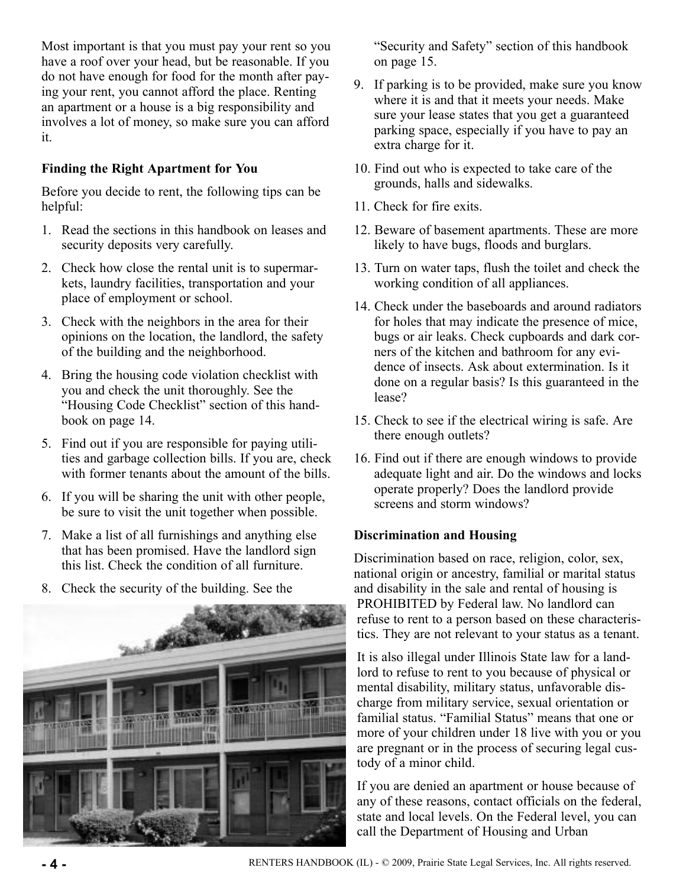Most important is that you must pay your rent so you have a roof over your head, but be reasonable. If you do not have enough for food for the month after paying your rent, you cannot afford the place. Renting an apartment or a house is a big responsibility and involves a lot of money, so make sure you can afford it.

### Finding the Right Apartment for You

Before you decide to rent, the following tips can be helpful:

1. Read the sections in this handbook on leases and security deposits very carefully.
2. Check how close the rental unit is to supermarkets, laundry facilities, transportation and your place of employment or school.
3. Check with the neighbors in the area for their opinions on the location, the landlord, the safety of the building and the neighborhood.
4. Bring the housing code violation checklist with you and check the unit thoroughly. See the "Housing Code Checklist" section of this handbook on page 14.
5. Find out if you are responsible for paying utilities and garbage collection bills. If you are, check with former tenants about the amount of the bills.
6. If you will be sharing the unit with other people, be sure to visit the unit together when possible.
7. Make a list of all furnishings and anything else that has been promised. Have the landlord sign this list. Check the condition of all furniture.
8. Check the security of the building. See the "Security and Safety" section of this handbook on page 15.
9. If parking is to be provided, make sure you know where it is and that it meets your needs. Make sure your lease states that you get a guaranteed parking space, especially if you have to pay an extra charge for it.
10. Find out who is expected to take care of the grounds, halls and sidewalks.
11. Check for fire exits.
12. Beware of basement apartments. These are more likely to have bugs, floods and burglars.
13. Turn on water taps, flush the toilet and check the working condition of all appliances.
14. Check under the baseboards and around radiators for holes that may indicate the presence of mice, bugs or air leaks. Check cupboards and dark corners of the kitchen and bathroom for any evidence of insects. Ask about extermination. Is it done on a regular basis? Is this guaranteed in the lease?
15. Check to see if the electrical wiring is safe. Are there enough outlets?
16. Find out if there are enough windows to provide adequate light and air. Do the windows and locks operate properly? Does the landlord provide screens and storm windows?

### Discrimination and Housing

Discrimination based on race, religion, color, sex, national origin or ancestry, familial or marital status and disability in the sale and rental of housing is PROHIBITED by Federal law. No landlord can refuse to rent to a person based on these characteristics. They are not relevant to your status as a tenant.

It is also illegal under Illinois State law for a landlord to refuse to rent to you because of physical or mental disability, military status, unfavorable discharge from military service, sexual orientation or familial status. "Familial Status" means that one or more of your children under 18 live with you or you are pregnant or in the process of securing legal custody of a minor child.

If you are denied an apartment or house because of any of these reasons, contact officials on the federal, state and local levels. On the Federal level, you can call the Department of Housing and Urban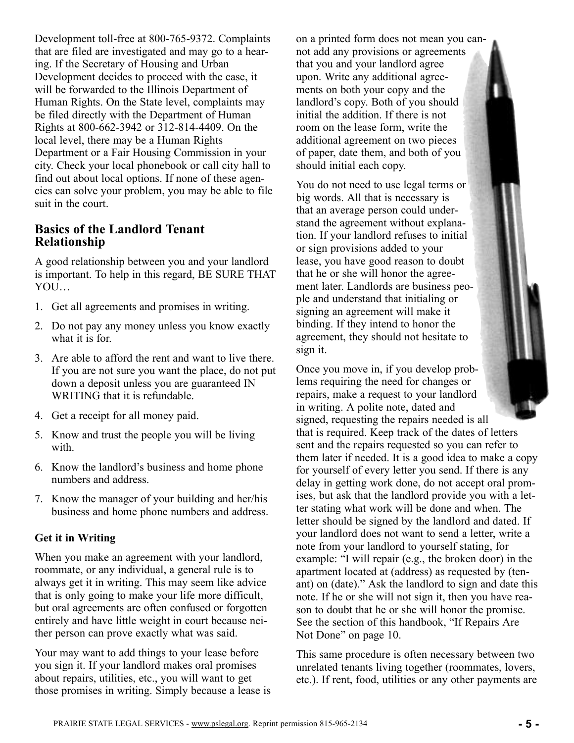Development toll-free at 800-765-9372. Complaints that are filed are investigated and may go to a hearing. If the Secretary of Housing and Urban Development decides to proceed with the case, it will be forwarded to the Illinois Department of Human Rights. On the State level, complaints may be filed directly with the Department of Human Rights at 800-662-3942 or 312-814-4409. On the local level, there may be a Human Rights Department or a Fair Housing Commission in your city. Check your local phonebook or call city hall to find out about local options. If none of these agencies can solve your problem, you may be able to file suit in the court.

## Basics of the Landlord Tenant Relationship

A good relationship between you and your landlord is important. To help in this regard, BE SURE THAT YOU…

1. Get all agreements and promises in writing.
2. Do not pay any money unless you know exactly what it is for.
3. Are able to afford the rent and want to live there. If you are not sure you want the place, do not put down a deposit unless you are guaranteed IN WRITING that it is refundable.
4. Get a receipt for all money paid.
5. Know and trust the people you will be living with.
6. Know the landlord's business and home phone numbers and address.
7. Know the manager of your building and her/his business and home phone numbers and address.

### Get it in Writing

When you make an agreement with your landlord, roommate, or any individual, a general rule is to always get it in writing. This may seem like advice that is only going to make your life more difficult, but oral agreements are often confused or forgotten entirely and have little weight in court because neither person can prove exactly what was said.

Your may want to add things to your lease before you sign it. If your landlord makes oral promises about repairs, utilities, etc., you will want to get those promises in writing. Simply because a lease is on a printed form does not mean you cannot add any provisions or agreements that you and your landlord agree upon. Write any additional agreements on both your copy and the landlord's copy. Both of you should initial the addition. If there is not room on the lease form, write the additional agreement on two pieces of paper, date them, and both of you should initial each copy.

You do not need to use legal terms or big words. All that is necessary is that an average person could understand the agreement without explanation. If your landlord refuses to initial or sign provisions added to your lease, you have good reason to doubt that he or she will honor the agreement later. Landlords are business people and understand that initialing or signing an agreement will make it binding. If they intend to honor the agreement, they should not hesitate to sign it.

Once you move in, if you develop problems requiring the need for changes or repairs, make a request to your landlord in writing. A polite note, dated and signed, requesting the repairs needed is all that is required. Keep track of the dates of letters sent and the repairs requested so you can refer to them later if needed. It is a good idea to make a copy for yourself of every letter you send. If there is any delay in getting work done, do not accept oral promises, but ask that the landlord provide you with a letter stating what work will be done and when. The letter should be signed by the landlord and dated. If your landlord does not want to send a letter, write a note from your landlord to yourself stating, for example: "I will repair (e.g., the broken door) in the apartment located at (address) as requested by (tenant) on (date)." Ask the landlord to sign and date this note. If he or she will not sign it, then you have reason to doubt that he or she will honor the promise. See the section of this handbook, "If Repairs Are Not Done" on page 10.

This same procedure is often necessary between two unrelated tenants living together (roommates, lovers, etc.). If rent, food, utilities or any other payments are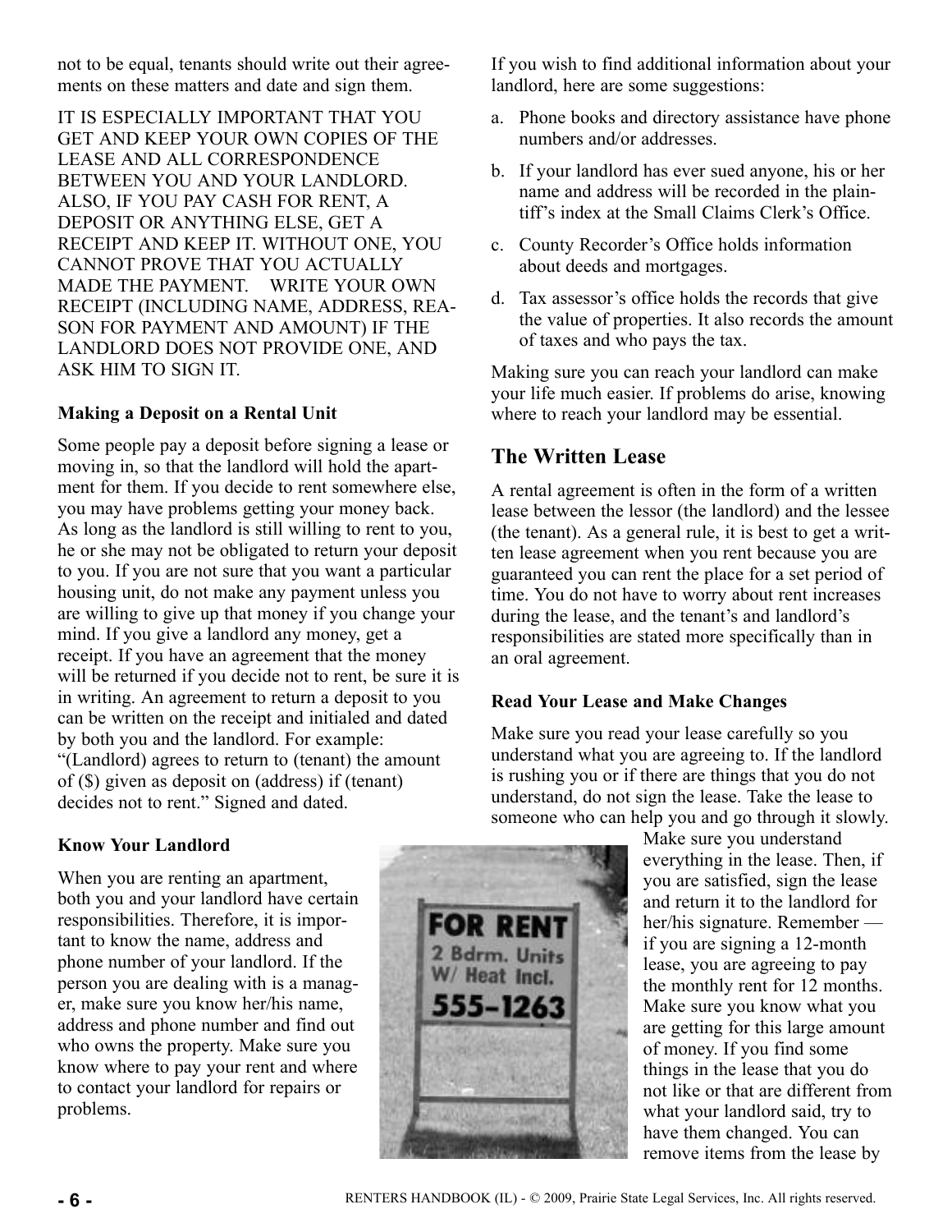not to be equal, tenants should write out their agreements on these matters and date and sign them.

IT IS ESPECIALLY IMPORTANT THAT YOU GET AND KEEP YOUR OWN COPIES OF THE LEASE AND ALL CORRESPONDENCE BETWEEN YOU AND YOUR LANDLORD. ALSO, IF YOU PAY CASH FOR RENT, A DEPOSIT OR ANYTHING ELSE, GET A RECEIPT AND KEEP IT. WITHOUT ONE, YOU CANNOT PROVE THAT YOU ACTUALLY MADE THE PAYMENT. WRITE YOUR OWN RECEIPT (INCLUDING NAME, ADDRESS, REASON FOR PAYMENT AND AMOUNT) IF THE LANDLORD DOES NOT PROVIDE ONE, AND ASK HIM TO SIGN IT.

**Making a Deposit on a Rental Unit**

Some people pay a deposit before signing a lease or moving in, so that the landlord will hold the apartment for them. If you decide to rent somewhere else, you may have problems getting your money back. As long as the landlord is still willing to rent to you, he or she may not be obligated to return your deposit to you. If you are not sure that you want a particular housing unit, do not make any payment unless you are willing to give up that money if you change your mind. If you give a landlord any money, get a receipt. If you have an agreement that the money will be returned if you decide not to rent, be sure it is in writing. An agreement to return a deposit to you can be written on the receipt and initialed and dated by both you and the landlord. For example: "(Landlord) agrees to return to (tenant) the amount of ($) given as deposit on (address) if (tenant) decides not to rent." Signed and dated.

**Know Your Landlord**

When you are renting an apartment, both you and your landlord have certain responsibilities. Therefore, it is important to know the name, address and phone number of your landlord. If the person you are dealing with is a manager, make sure you know her/his name, address and phone number and find out who owns the property. Make sure you know where to pay your rent and where to contact your landlord for repairs or problems.

If you wish to find additional information about your landlord, here are some suggestions:

a. Phone books and directory assistance have phone numbers and/or addresses.
b. If your landlord has ever sued anyone, his or her name and address will be recorded in the plaintiff's index at the Small Claims Clerk's Office.
c. County Recorder's Office holds information about deeds and mortgages.
d. Tax assessor's office holds the records that give the value of properties. It also records the amount of taxes and who pays the tax.

Making sure you can reach your landlord can make your life much easier. If problems do arise, knowing where to reach your landlord may be essential.

## The Written Lease

A rental agreement is often in the form of a written lease between the lessor (the landlord) and the lessee (the tenant). As a general rule, it is best to get a written lease agreement when you rent because you are guaranteed you can rent the place for a set period of time. You do not have to worry about rent increases during the lease, and the tenant's and landlord's responsibilities are stated more specifically than in an oral agreement.

**Read Your Lease and Make Changes**

Make sure you read your lease carefully so you understand what you are agreeing to. If the landlord is rushing you or if there are things that you do not understand, do not sign the lease. Take the lease to someone who can help you and go through it slowly. Make sure you understand everything in the lease. Then, if you are satisfied, sign the lease and return it to the landlord for her/his signature. Remember — if you are signing a 12-month lease, you are agreeing to pay the monthly rent for 12 months. Make sure you know what you are getting for this large amount of money. If you find some things in the lease that you do not like or that are different from what your landlord said, try to have them changed. You can remove items from the lease by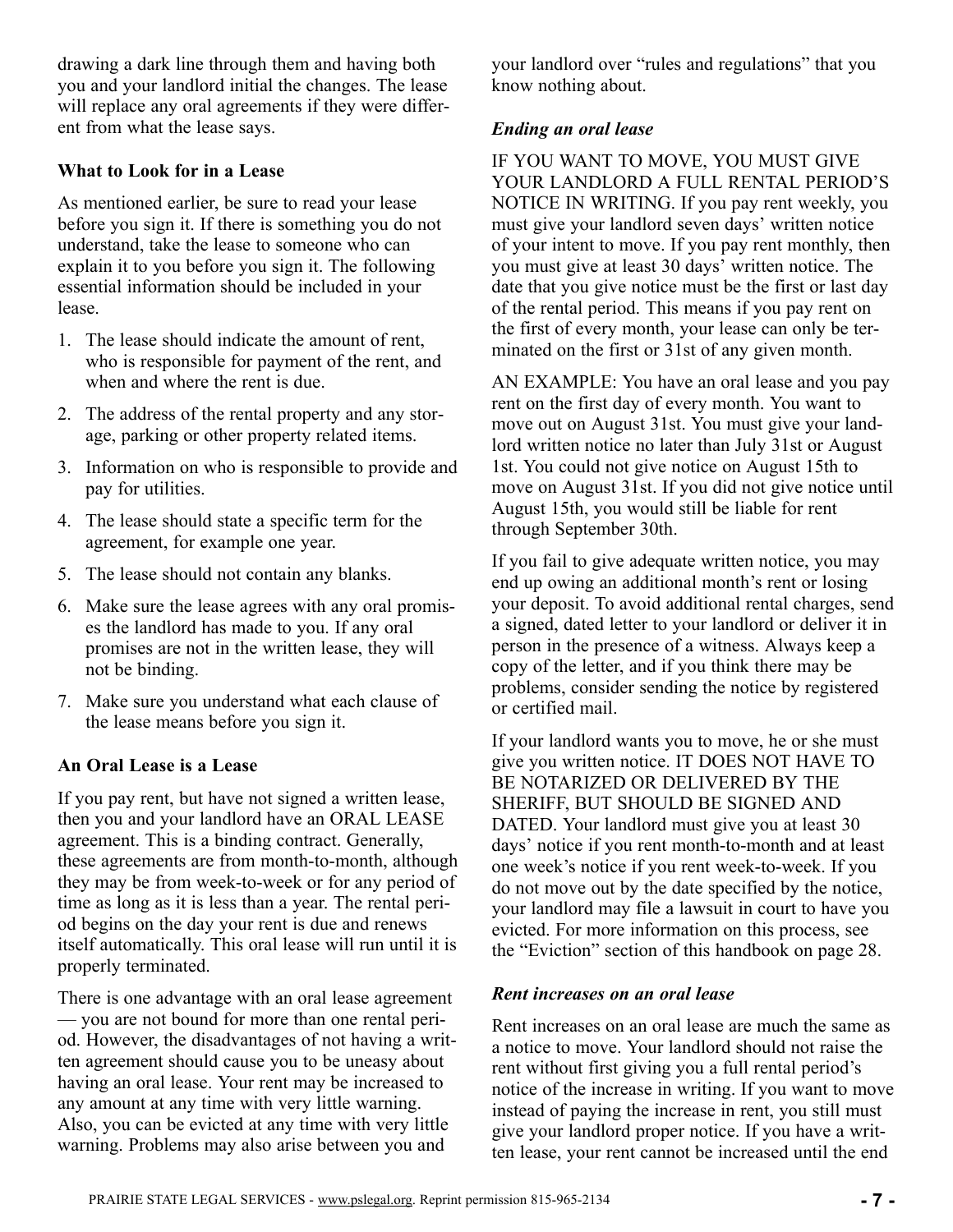drawing a dark line through them and having both you and your landlord initial the changes. The lease will replace any oral agreements if they were different from what the lease says.

### What to Look for in a Lease

As mentioned earlier, be sure to read your lease before you sign it. If there is something you do not understand, take the lease to someone who can explain it to you before you sign it. The following essential information should be included in your lease.

1. The lease should indicate the amount of rent, who is responsible for payment of the rent, and when and where the rent is due.
2. The address of the rental property and any storage, parking or other property related items.
3. Information on who is responsible to provide and pay for utilities.
4. The lease should state a specific term for the agreement, for example one year.
5. The lease should not contain any blanks.
6. Make sure the lease agrees with any oral promises the landlord has made to you. If any oral promises are not in the written lease, they will not be binding.
7. Make sure you understand what each clause of the lease means before you sign it.

### An Oral Lease is a Lease

If you pay rent, but have not signed a written lease, then you and your landlord have an ORAL LEASE agreement. This is a binding contract. Generally, these agreements are from month-to-month, although they may be from week-to-week or for any period of time as long as it is less than a year. The rental period begins on the day your rent is due and renews itself automatically. This oral lease will run until it is properly terminated.

There is one advantage with an oral lease agreement — you are not bound for more than one rental period. However, the disadvantages of not having a written agreement should cause you to be uneasy about having an oral lease. Your rent may be increased to any amount at any time with very little warning. Also, you can be evicted at any time with very little warning. Problems may also arise between you and your landlord over "rules and regulations" that you know nothing about.

#### *Ending an oral lease*

IF YOU WANT TO MOVE, YOU MUST GIVE YOUR LANDLORD A FULL RENTAL PERIOD'S NOTICE IN WRITING. If you pay rent weekly, you must give your landlord seven days' written notice of your intent to move. If you pay rent monthly, then you must give at least 30 days' written notice. The date that you give notice must be the first or last day of the rental period. This means if you pay rent on the first of every month, your lease can only be terminated on the first or 31st of any given month.

AN EXAMPLE: You have an oral lease and you pay rent on the first day of every month. You want to move out on August 31st. You must give your landlord written notice no later than July 31st or August 1st. You could not give notice on August 15th to move on August 31st. If you did not give notice until August 15th, you would still be liable for rent through September 30th.

If you fail to give adequate written notice, you may end up owing an additional month's rent or losing your deposit. To avoid additional rental charges, send a signed, dated letter to your landlord or deliver it in person in the presence of a witness. Always keep a copy of the letter, and if you think there may be problems, consider sending the notice by registered or certified mail.

If your landlord wants you to move, he or she must give you written notice. IT DOES NOT HAVE TO BE NOTARIZED OR DELIVERED BY THE SHERIFF, BUT SHOULD BE SIGNED AND DATED. Your landlord must give you at least 30 days' notice if you rent month-to-month and at least one week's notice if you rent week-to-week. If you do not move out by the date specified by the notice, your landlord may file a lawsuit in court to have you evicted. For more information on this process, see the "Eviction" section of this handbook on page 28.

#### *Rent increases on an oral lease*

Rent increases on an oral lease are much the same as a notice to move. Your landlord should not raise the rent without first giving you a full rental period's notice of the increase in writing. If you want to move instead of paying the increase in rent, you still must give your landlord proper notice. If you have a written lease, your rent cannot be increased until the end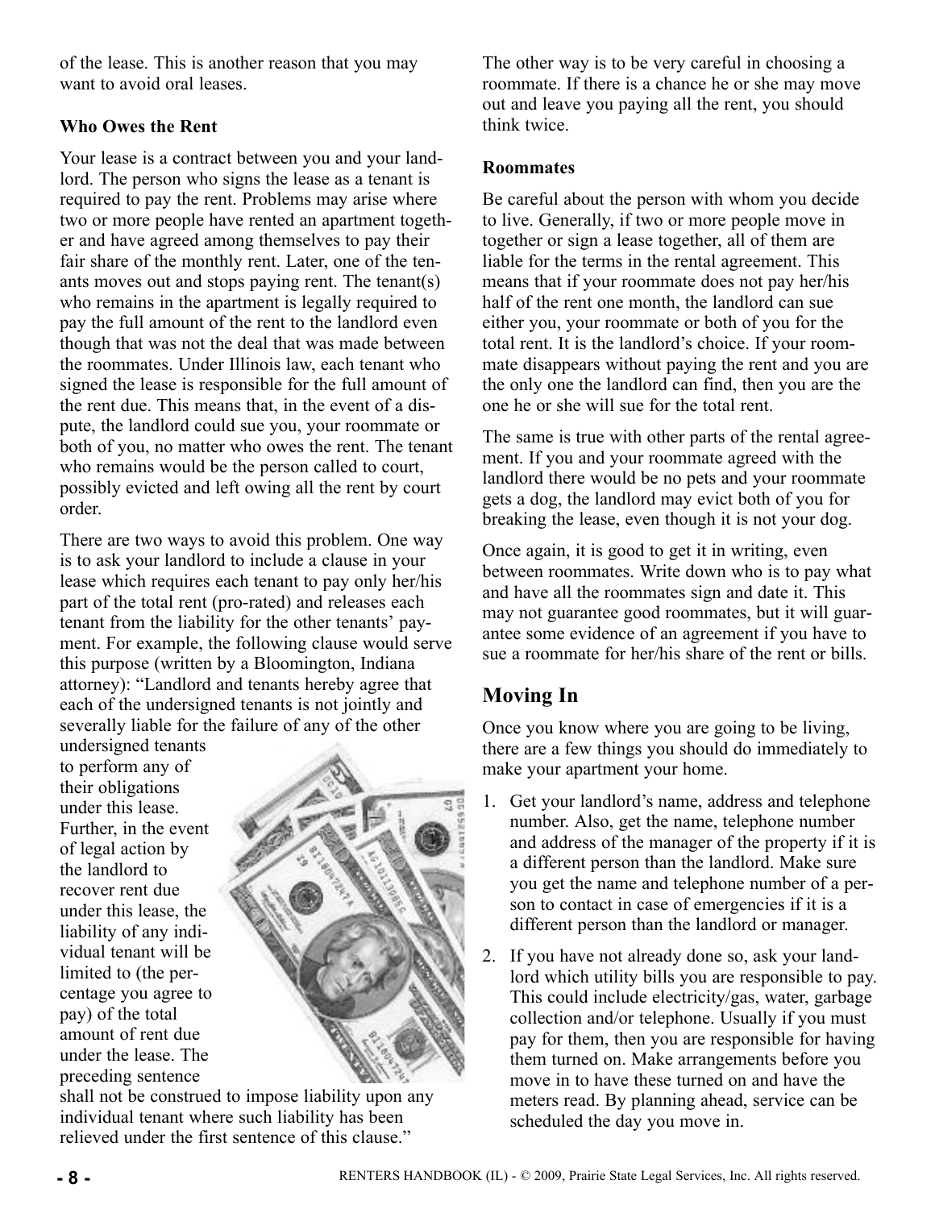of the lease. This is another reason that you may want to avoid oral leases.

**Who Owes the Rent**

Your lease is a contract between you and your landlord. The person who signs the lease as a tenant is required to pay the rent. Problems may arise where two or more people have rented an apartment together and have agreed among themselves to pay their fair share of the monthly rent. Later, one of the tenants moves out and stops paying rent. The tenant(s) who remains in the apartment is legally required to pay the full amount of the rent to the landlord even though that was not the deal that was made between the roommates. Under Illinois law, each tenant who signed the lease is responsible for the full amount of the rent due. This means that, in the event of a dispute, the landlord could sue you, your roommate or both of you, no matter who owes the rent. The tenant who remains would be the person called to court, possibly evicted and left owing all the rent by court order.

There are two ways to avoid this problem. One way is to ask your landlord to include a clause in your lease which requires each tenant to pay only her/his part of the total rent (pro-rated) and releases each tenant from the liability for the other tenants' payment. For example, the following clause would serve this purpose (written by a Bloomington, Indiana attorney): "Landlord and tenants hereby agree that each of the undersigned tenants is not jointly and severally liable for the failure of any of the other undersigned tenants to perform any of their obligations under this lease. Further, in the event of legal action by the landlord to recover rent due under this lease, the liability of any individual tenant will be limited to (the percentage you agree to pay) of the total amount of rent due under the lease. The preceding sentence shall not be construed to impose liability upon any individual tenant where such liability has been relieved under the first sentence of this clause."

The other way is to be very careful in choosing a roommate. If there is a chance he or she may move out and leave you paying all the rent, you should think twice.

**Roommates**

Be careful about the person with whom you decide to live. Generally, if two or more people move in together or sign a lease together, all of them are liable for the terms in the rental agreement. This means that if your roommate does not pay her/his half of the rent one month, the landlord can sue either you, your roommate or both of you for the total rent. It is the landlord's choice. If your roommate disappears without paying the rent and you are the only one the landlord can find, then you are the one he or she will sue for the total rent.

The same is true with other parts of the rental agreement. If you and your roommate agreed with the landlord there would be no pets and your roommate gets a dog, the landlord may evict both of you for breaking the lease, even though it is not your dog.

Once again, it is good to get it in writing, even between roommates. Write down who is to pay what and have all the roommates sign and date it. This may not guarantee good roommates, but it will guarantee some evidence of an agreement if you have to sue a roommate for her/his share of the rent or bills.

## Moving In

Once you know where you are going to be living, there are a few things you should do immediately to make your apartment your home.

1. Get your landlord's name, address and telephone number. Also, get the name, telephone number and address of the manager of the property if it is a different person than the landlord. Make sure you get the name and telephone number of a person to contact in case of emergencies if it is a different person than the landlord or manager.
2. If you have not already done so, ask your landlord which utility bills you are responsible to pay. This could include electricity/gas, water, garbage collection and/or telephone. Usually if you must pay for them, then you are responsible for having them turned on. Make arrangements before you move in to have these turned on and have the meters read. By planning ahead, service can be scheduled the day you move in.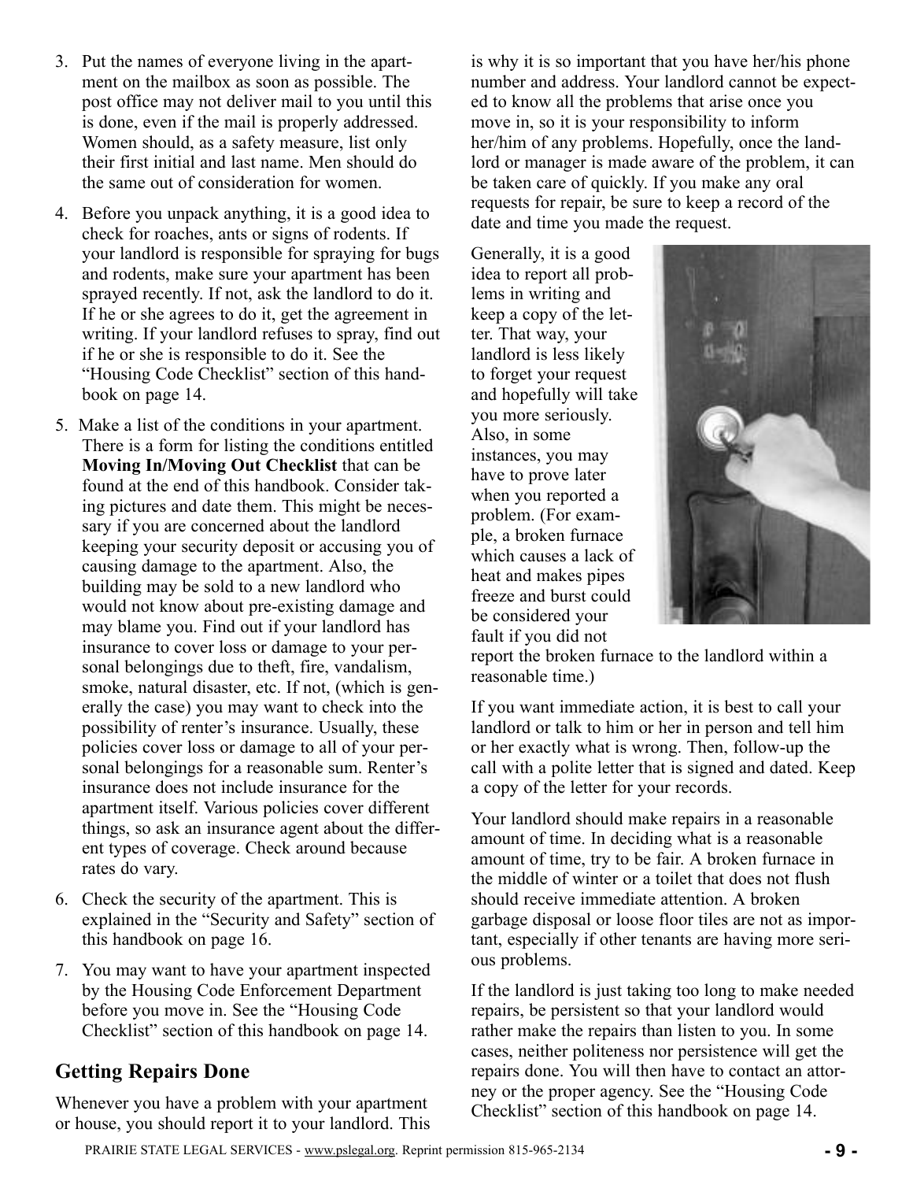3. Put the names of everyone living in the apartment on the mailbox as soon as possible. The post office may not deliver mail to you until this is done, even if the mail is properly addressed. Women should, as a safety measure, list only their first initial and last name. Men should do the same out of consideration for women.

4. Before you unpack anything, it is a good idea to check for roaches, ants or signs of rodents. If your landlord is responsible for spraying for bugs and rodents, make sure your apartment has been sprayed recently. If not, ask the landlord to do it. If he or she agrees to do it, get the agreement in writing. If your landlord refuses to spray, find out if he or she is responsible to do it. See the "Housing Code Checklist" section of this handbook on page 14.

5. Make a list of the conditions in your apartment. There is a form for listing the conditions entitled **Moving In/Moving Out Checklist** that can be found at the end of this handbook. Consider taking pictures and date them. This might be necessary if you are concerned about the landlord keeping your security deposit or accusing you of causing damage to the apartment. Also, the building may be sold to a new landlord who would not know about pre-existing damage and may blame you. Find out if your landlord has insurance to cover loss or damage to your personal belongings due to theft, fire, vandalism, smoke, natural disaster, etc. If not, (which is generally the case) you may want to check into the possibility of renter's insurance. Usually, these policies cover loss or damage to all of your personal belongings for a reasonable sum. Renter's insurance does not include insurance for the apartment itself. Various policies cover different things, so ask an insurance agent about the different types of coverage. Check around because rates do vary.

6. Check the security of the apartment. This is explained in the "Security and Safety" section of this handbook on page 16.

7. You may want to have your apartment inspected by the Housing Code Enforcement Department before you move in. See the "Housing Code Checklist" section of this handbook on page 14.

## Getting Repairs Done

Whenever you have a problem with your apartment or house, you should report it to your landlord. This is why it is so important that you have her/his phone number and address. Your landlord cannot be expected to know all the problems that arise once you move in, so it is your responsibility to inform her/him of any problems. Hopefully, once the landlord or manager is made aware of the problem, it can be taken care of quickly. If you make any oral requests for repair, be sure to keep a record of the date and time you made the request.

Generally, it is a good idea to report all problems in writing and keep a copy of the letter. That way, your landlord is less likely to forget your request and hopefully will take you more seriously. Also, in some instances, you may have to prove later when you reported a problem. (For example, a broken furnace which causes a lack of heat and makes pipes freeze and burst could be considered your fault if you did not report the broken furnace to the landlord within a reasonable time.)

If you want immediate action, it is best to call your landlord or talk to him or her in person and tell him or her exactly what is wrong. Then, follow-up the call with a polite letter that is signed and dated. Keep a copy of the letter for your records.

Your landlord should make repairs in a reasonable amount of time. In deciding what is a reasonable amount of time, try to be fair. A broken furnace in the middle of winter or a toilet that does not flush should receive immediate attention. A broken garbage disposal or loose floor tiles are not as important, especially if other tenants are having more serious problems.

If the landlord is just taking too long to make needed repairs, be persistent so that your landlord would rather make the repairs than listen to you. In some cases, neither politeness nor persistence will get the repairs done. You will then have to contact an attorney or the proper agency. See the "Housing Code Checklist" section of this handbook on page 14.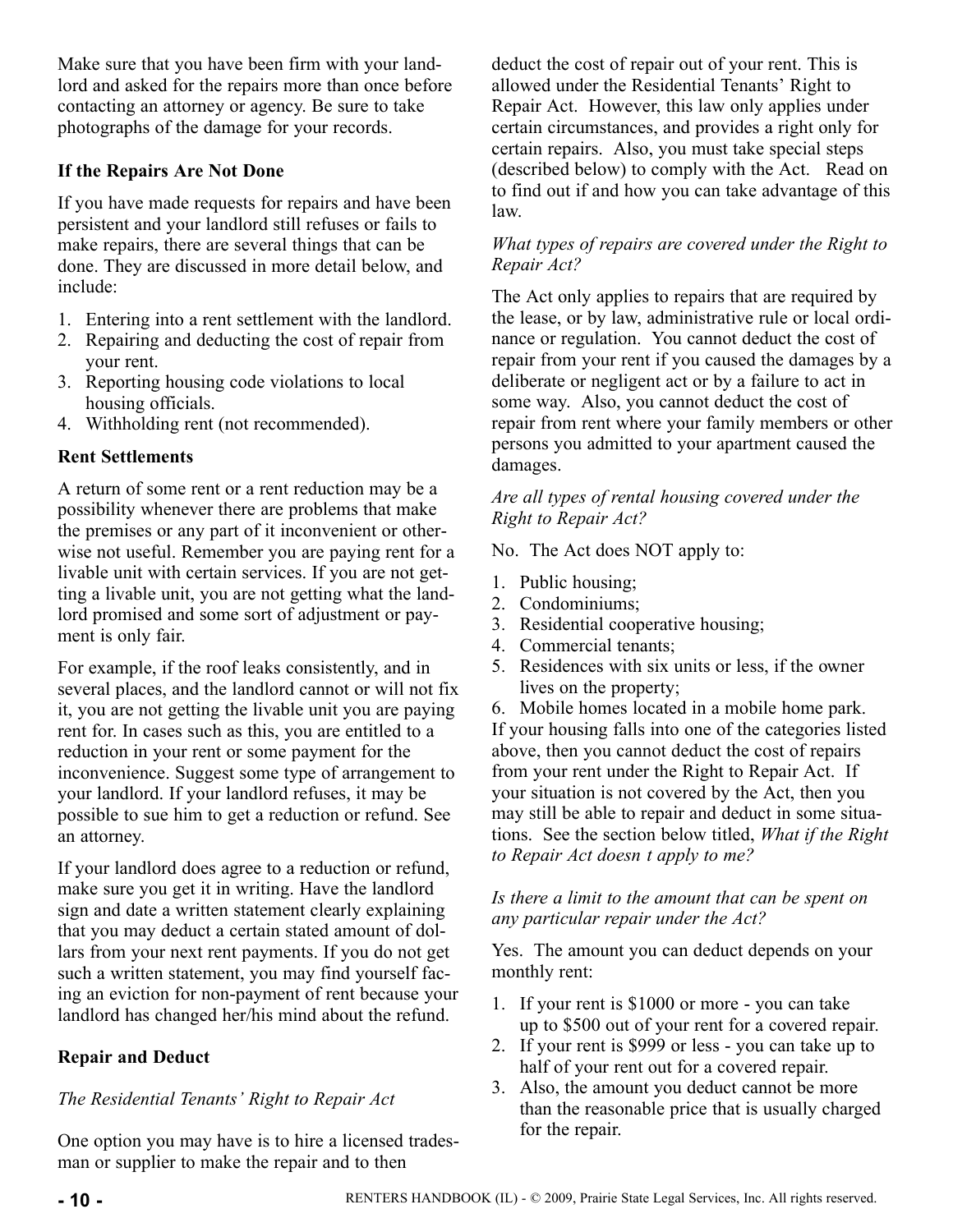Make sure that you have been firm with your landlord and asked for the repairs more than once before contacting an attorney or agency. Be sure to take photographs of the damage for your records.

### If the Repairs Are Not Done

If you have made requests for repairs and have been persistent and your landlord still refuses or fails to make repairs, there are several things that can be done. They are discussed in more detail below, and include:

1. Entering into a rent settlement with the landlord.
2. Repairing and deducting the cost of repair from your rent.
3. Reporting housing code violations to local housing officials.
4. Withholding rent (not recommended).

### Rent Settlements

A return of some rent or a rent reduction may be a possibility whenever there are problems that make the premises or any part of it inconvenient or otherwise not useful. Remember you are paying rent for a livable unit with certain services. If you are not getting a livable unit, you are not getting what the landlord promised and some sort of adjustment or payment is only fair.

For example, if the roof leaks consistently, and in several places, and the landlord cannot or will not fix it, you are not getting the livable unit you are paying rent for. In cases such as this, you are entitled to a reduction in your rent or some payment for the inconvenience. Suggest some type of arrangement to your landlord. If your landlord refuses, it may be possible to sue him to get a reduction or refund. See an attorney.

If your landlord does agree to a reduction or refund, make sure you get it in writing. Have the landlord sign and date a written statement clearly explaining that you may deduct a certain stated amount of dollars from your next rent payments. If you do not get such a written statement, you may find yourself facing an eviction for non-payment of rent because your landlord has changed her/his mind about the refund.

### Repair and Deduct

*The Residential Tenants' Right to Repair Act*

One option you may have is to hire a licensed tradesman or supplier to make the repair and to then deduct the cost of repair out of your rent. This is allowed under the Residential Tenants' Right to Repair Act. However, this law only applies under certain circumstances, and provides a right only for certain repairs. Also, you must take special steps (described below) to comply with the Act. Read on to find out if and how you can take advantage of this law.

*What types of repairs are covered under the Right to Repair Act?*

The Act only applies to repairs that are required by the lease, or by law, administrative rule or local ordinance or regulation. You cannot deduct the cost of repair from your rent if you caused the damages by a deliberate or negligent act or by a failure to act in some way. Also, you cannot deduct the cost of repair from rent where your family members or other persons you admitted to your apartment caused the damages.

*Are all types of rental housing covered under the Right to Repair Act?*

No. The Act does NOT apply to:

1. Public housing;
2. Condominiums;
3. Residential cooperative housing;
4. Commercial tenants;
5. Residences with six units or less, if the owner lives on the property;
6. Mobile homes located in a mobile home park.

If your housing falls into one of the categories listed above, then you cannot deduct the cost of repairs from your rent under the Right to Repair Act. If your situation is not covered by the Act, then you may still be able to repair and deduct in some situations. See the section below titled, *What if the Right to Repair Act doesn t apply to me?*

*Is there a limit to the amount that can be spent on any particular repair under the Act?*

Yes. The amount you can deduct depends on your monthly rent:

1. If your rent is $1000 or more - you can take up to $500 out of your rent for a covered repair.
2. If your rent is $999 or less - you can take up to half of your rent out for a covered repair.
3. Also, the amount you deduct cannot be more than the reasonable price that is usually charged for the repair.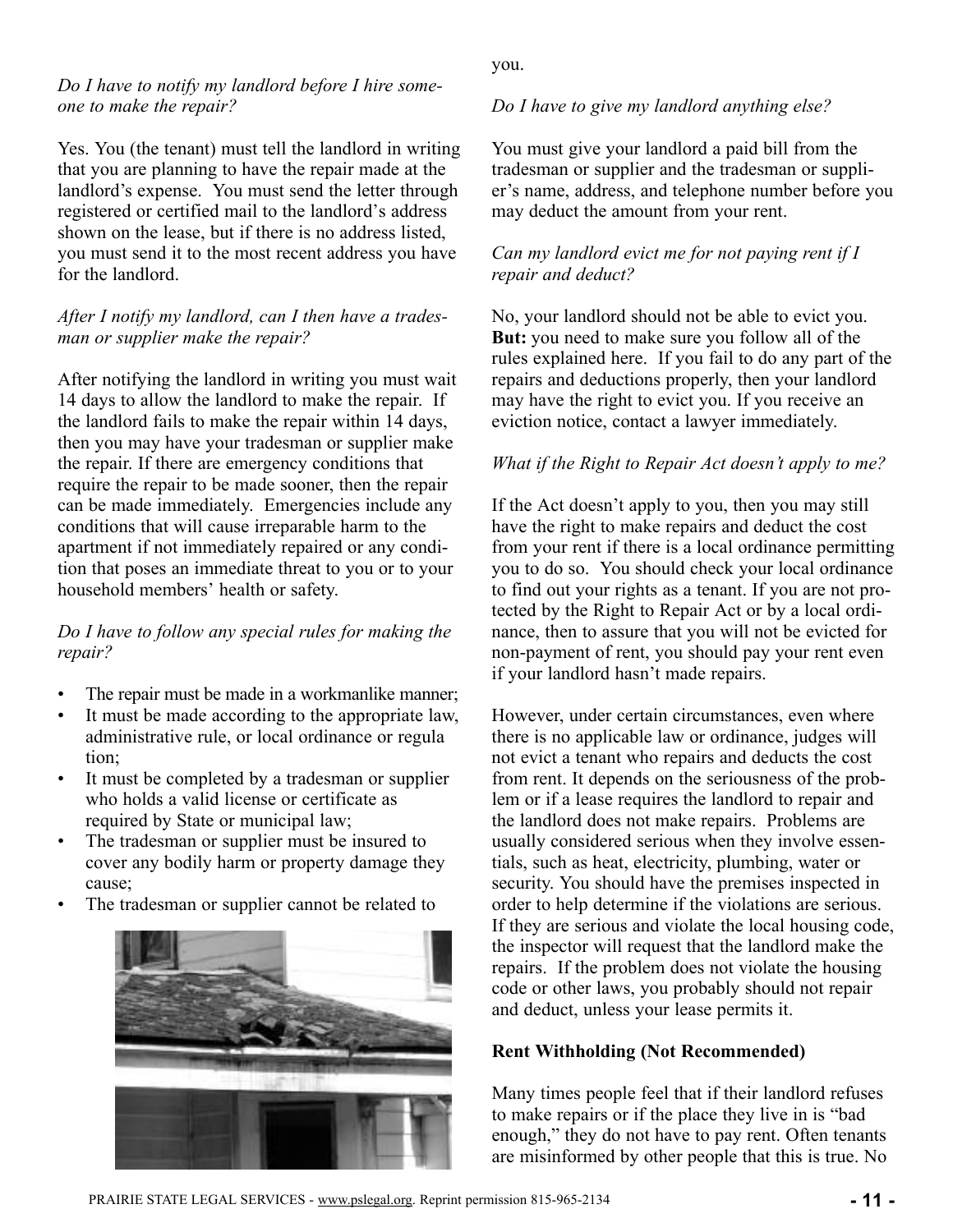*Do I have to notify my landlord before I hire someone to make the repair?*

Yes. You (the tenant) must tell the landlord in writing that you are planning to have the repair made at the landlord's expense. You must send the letter through registered or certified mail to the landlord's address shown on the lease, but if there is no address listed, you must send it to the most recent address you have for the landlord.

*After I notify my landlord, can I then have a tradesman or supplier make the repair?*

After notifying the landlord in writing you must wait 14 days to allow the landlord to make the repair. If the landlord fails to make the repair within 14 days, then you may have your tradesman or supplier make the repair. If there are emergency conditions that require the repair to be made sooner, then the repair can be made immediately. Emergencies include any conditions that will cause irreparable harm to the apartment if not immediately repaired or any condition that poses an immediate threat to you or to your household members' health or safety.

*Do I have to follow any special rules for making the repair?*

- The repair must be made in a workmanlike manner;
- It must be made according to the appropriate law, administrative rule, or local ordinance or regulation;
- It must be completed by a tradesman or supplier who holds a valid license or certificate as required by State or municipal law;
- The tradesman or supplier must be insured to cover any bodily harm or property damage they cause;
- The tradesman or supplier cannot be related to you.

*Do I have to give my landlord anything else?*

You must give your landlord a paid bill from the tradesman or supplier and the tradesman or supplier's name, address, and telephone number before you may deduct the amount from your rent.

*Can my landlord evict me for not paying rent if I repair and deduct?*

No, your landlord should not be able to evict you. **But:** you need to make sure you follow all of the rules explained here. If you fail to do any part of the repairs and deductions properly, then your landlord may have the right to evict you. If you receive an eviction notice, contact a lawyer immediately.

*What if the Right to Repair Act doesn't apply to me?*

If the Act doesn't apply to you, then you may still have the right to make repairs and deduct the cost from your rent if there is a local ordinance permitting you to do so. You should check your local ordinance to find out your rights as a tenant. If you are not protected by the Right to Repair Act or by a local ordinance, then to assure that you will not be evicted for non-payment of rent, you should pay your rent even if your landlord hasn't made repairs.

However, under certain circumstances, even where there is no applicable law or ordinance, judges will not evict a tenant who repairs and deducts the cost from rent. It depends on the seriousness of the problem or if a lease requires the landlord to repair and the landlord does not make repairs. Problems are usually considered serious when they involve essentials, such as heat, electricity, plumbing, water or security. You should have the premises inspected in order to help determine if the violations are serious. If they are serious and violate the local housing code, the inspector will request that the landlord make the repairs. If the problem does not violate the housing code or other laws, you probably should not repair and deduct, unless your lease permits it.

**Rent Withholding (Not Recommended)**

Many times people feel that if their landlord refuses to make repairs or if the place they live in is "bad enough," they do not have to pay rent. Often tenants are misinformed by other people that this is true. No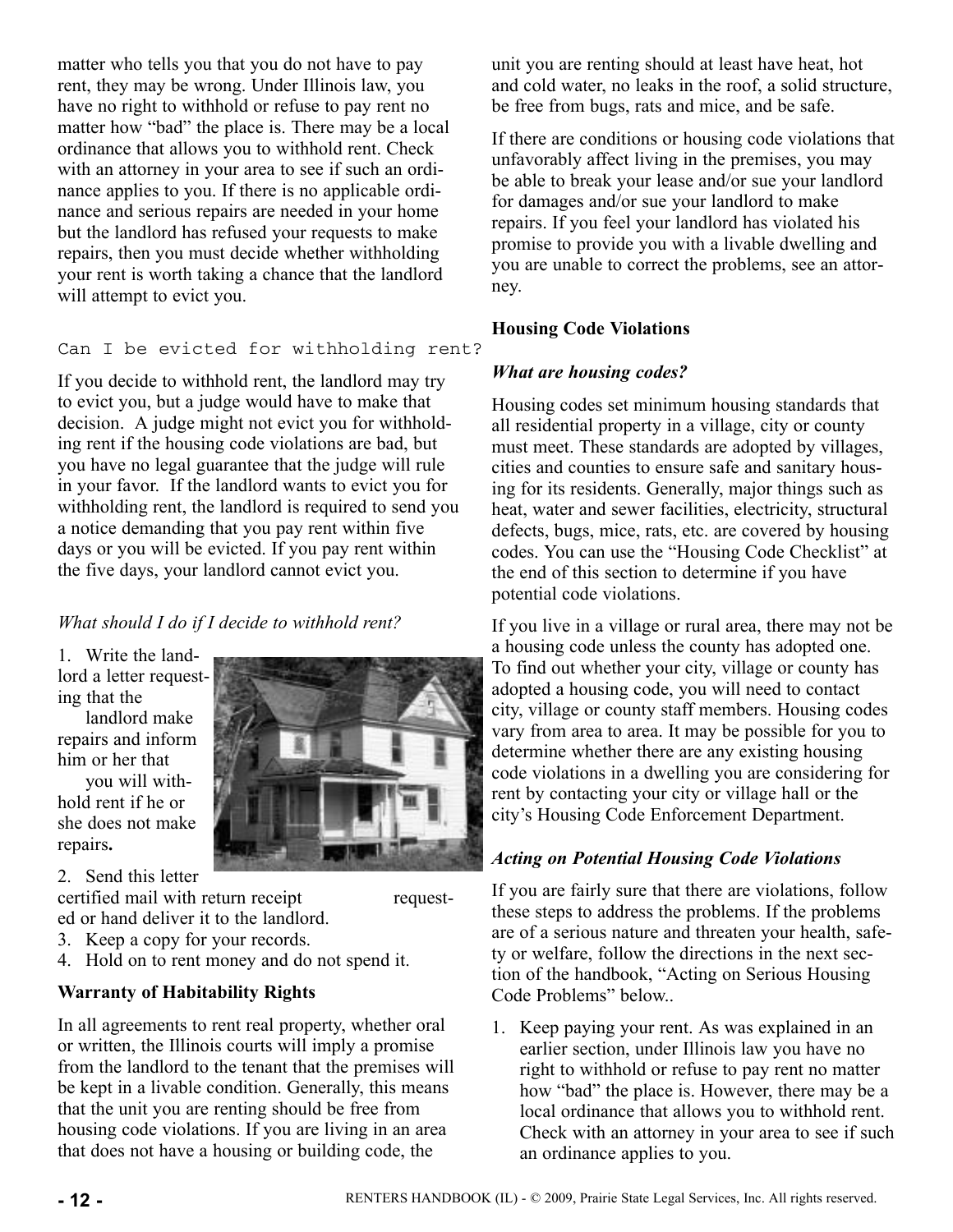matter who tells you that you do not have to pay rent, they may be wrong. Under Illinois law, you have no right to withhold or refuse to pay rent no matter how "bad" the place is. There may be a local ordinance that allows you to withhold rent. Check with an attorney in your area to see if such an ordinance applies to you. If there is no applicable ordinance and serious repairs are needed in your home but the landlord has refused your requests to make repairs, then you must decide whether withholding your rent is worth taking a chance that the landlord will attempt to evict you.

### Can I be evicted for withholding rent?

If you decide to withhold rent, the landlord may try to evict you, but a judge would have to make that decision. A judge might not evict you for withholding rent if the housing code violations are bad, but you have no legal guarantee that the judge will rule in your favor. If the landlord wants to evict you for withholding rent, the landlord is required to send you a notice demanding that you pay rent within five days or you will be evicted. If you pay rent within the five days, your landlord cannot evict you.

*What should I do if I decide to withhold rent?*

1. Write the landlord a letter requesting that the landlord make repairs and inform him or her that you will withhold rent if he or she does not make repairs.
2. Send this letter certified mail with return receipt requested or hand deliver it to the landlord.
3. Keep a copy for your records.
4. Hold on to rent money and do not spend it.

**Warranty of Habitability Rights**

In all agreements to rent real property, whether oral or written, the Illinois courts will imply a promise from the landlord to the tenant that the premises will be kept in a livable condition. Generally, this means that the unit you are renting should be free from housing code violations. If you are living in an area that does not have a housing or building code, the unit you are renting should at least have heat, hot and cold water, no leaks in the roof, a solid structure, be free from bugs, rats and mice, and be safe.

If there are conditions or housing code violations that unfavorably affect living in the premises, you may be able to break your lease and/or sue your landlord for damages and/or sue your landlord to make repairs. If you feel your landlord has violated his promise to provide you with a livable dwelling and you are unable to correct the problems, see an attorney.

**Housing Code Violations**

***What are housing codes?***

Housing codes set minimum housing standards that all residential property in a village, city or county must meet. These standards are adopted by villages, cities and counties to ensure safe and sanitary housing for its residents. Generally, major things such as heat, water and sewer facilities, electricity, structural defects, bugs, mice, rats, etc. are covered by housing codes. You can use the "Housing Code Checklist" at the end of this section to determine if you have potential code violations.

If you live in a village or rural area, there may not be a housing code unless the county has adopted one. To find out whether your city, village or county has adopted a housing code, you will need to contact city, village or county staff members. Housing codes vary from area to area. It may be possible for you to determine whether there are any existing housing code violations in a dwelling you are considering for rent by contacting your city or village hall or the city's Housing Code Enforcement Department.

***Acting on Potential Housing Code Violations***

If you are fairly sure that there are violations, follow these steps to address the problems. If the problems are of a serious nature and threaten your health, safety or welfare, follow the directions in the next section of the handbook, "Acting on Serious Housing Code Problems" below..

1. Keep paying your rent. As was explained in an earlier section, under Illinois law you have no right to withhold or refuse to pay rent no matter how "bad" the place is. However, there may be a local ordinance that allows you to withhold rent. Check with an attorney in your area to see if such an ordinance applies to you.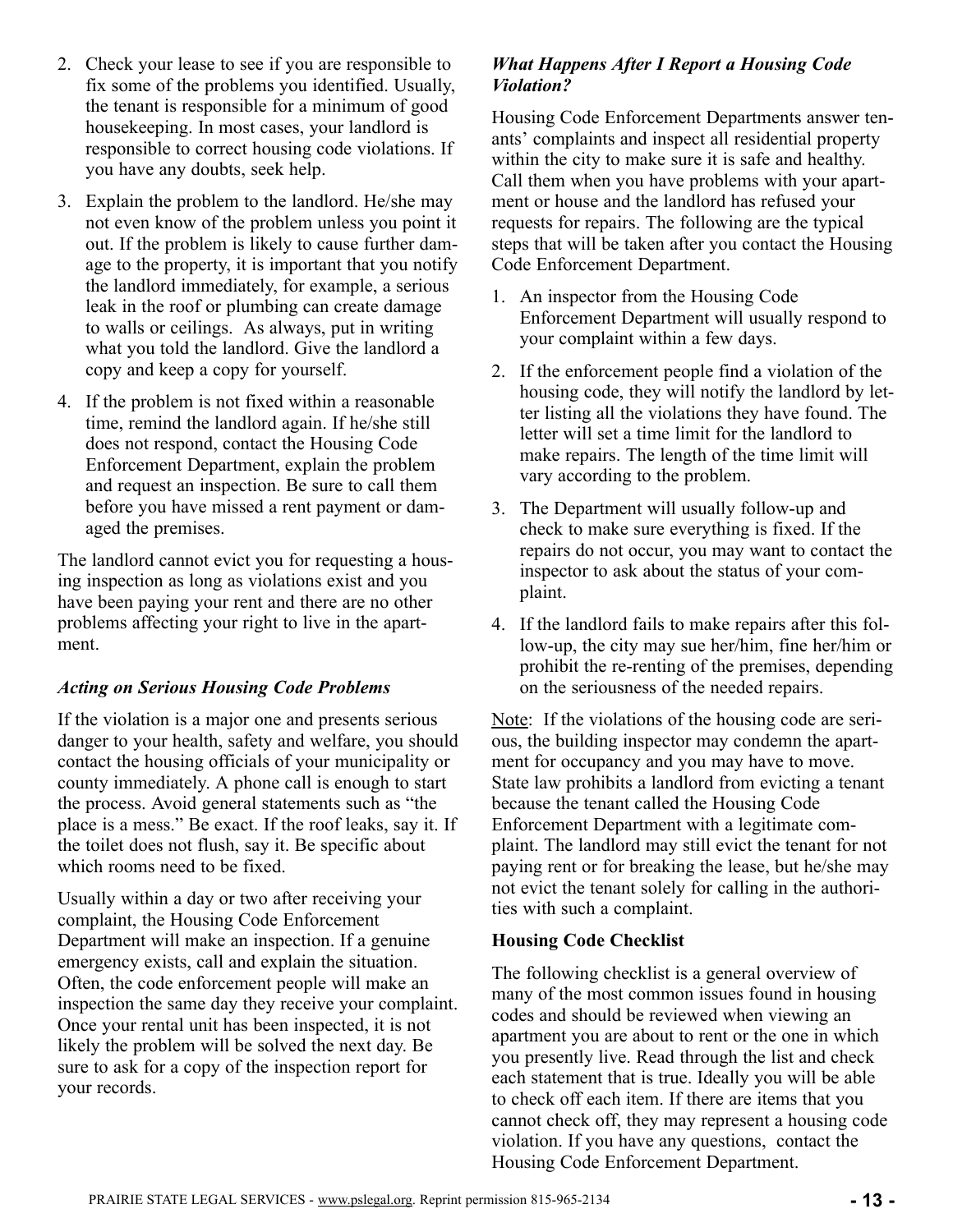2. Check your lease to see if you are responsible to fix some of the problems you identified. Usually, the tenant is responsible for a minimum of good housekeeping. In most cases, your landlord is responsible to correct housing code violations. If you have any doubts, seek help.

3. Explain the problem to the landlord. He/she may not even know of the problem unless you point it out. If the problem is likely to cause further damage to the property, it is important that you notify the landlord immediately, for example, a serious leak in the roof or plumbing can create damage to walls or ceilings. As always, put in writing what you told the landlord. Give the landlord a copy and keep a copy for yourself.

4. If the problem is not fixed within a reasonable time, remind the landlord again. If he/she still does not respond, contact the Housing Code Enforcement Department, explain the problem and request an inspection. Be sure to call them before you have missed a rent payment or damaged the premises.

The landlord cannot evict you for requesting a housing inspection as long as violations exist and you have been paying your rent and there are no other problems affecting your right to live in the apartment.

### *Acting on Serious Housing Code Problems*

If the violation is a major one and presents serious danger to your health, safety and welfare, you should contact the housing officials of your municipality or county immediately. A phone call is enough to start the process. Avoid general statements such as "the place is a mess." Be exact. If the roof leaks, say it. If the toilet does not flush, say it. Be specific about which rooms need to be fixed.

Usually within a day or two after receiving your complaint, the Housing Code Enforcement Department will make an inspection. If a genuine emergency exists, call and explain the situation. Often, the code enforcement people will make an inspection the same day they receive your complaint. Once your rental unit has been inspected, it is not likely the problem will be solved the next day. Be sure to ask for a copy of the inspection report for your records.

### *What Happens After I Report a Housing Code Violation?*

Housing Code Enforcement Departments answer tenants' complaints and inspect all residential property within the city to make sure it is safe and healthy. Call them when you have problems with your apartment or house and the landlord has refused your requests for repairs. The following are the typical steps that will be taken after you contact the Housing Code Enforcement Department.

1. An inspector from the Housing Code Enforcement Department will usually respond to your complaint within a few days.

2. If the enforcement people find a violation of the housing code, they will notify the landlord by letter listing all the violations they have found. The letter will set a time limit for the landlord to make repairs. The length of the time limit will vary according to the problem.

3. The Department will usually follow-up and check to make sure everything is fixed. If the repairs do not occur, you may want to contact the inspector to ask about the status of your complaint.

4. If the landlord fails to make repairs after this follow-up, the city may sue her/him, fine her/him or prohibit the re-renting of the premises, depending on the seriousness of the needed repairs.

Note: If the violations of the housing code are serious, the building inspector may condemn the apartment for occupancy and you may have to move. State law prohibits a landlord from evicting a tenant because the tenant called the Housing Code Enforcement Department with a legitimate complaint. The landlord may still evict the tenant for not paying rent or for breaking the lease, but he/she may not evict the tenant solely for calling in the authorities with such a complaint.

### **Housing Code Checklist**

The following checklist is a general overview of many of the most common issues found in housing codes and should be reviewed when viewing an apartment you are about to rent or the one in which you presently live. Read through the list and check each statement that is true. Ideally you will be able to check off each item. If there are items that you cannot check off, they may represent a housing code violation. If you have any questions, contact the Housing Code Enforcement Department.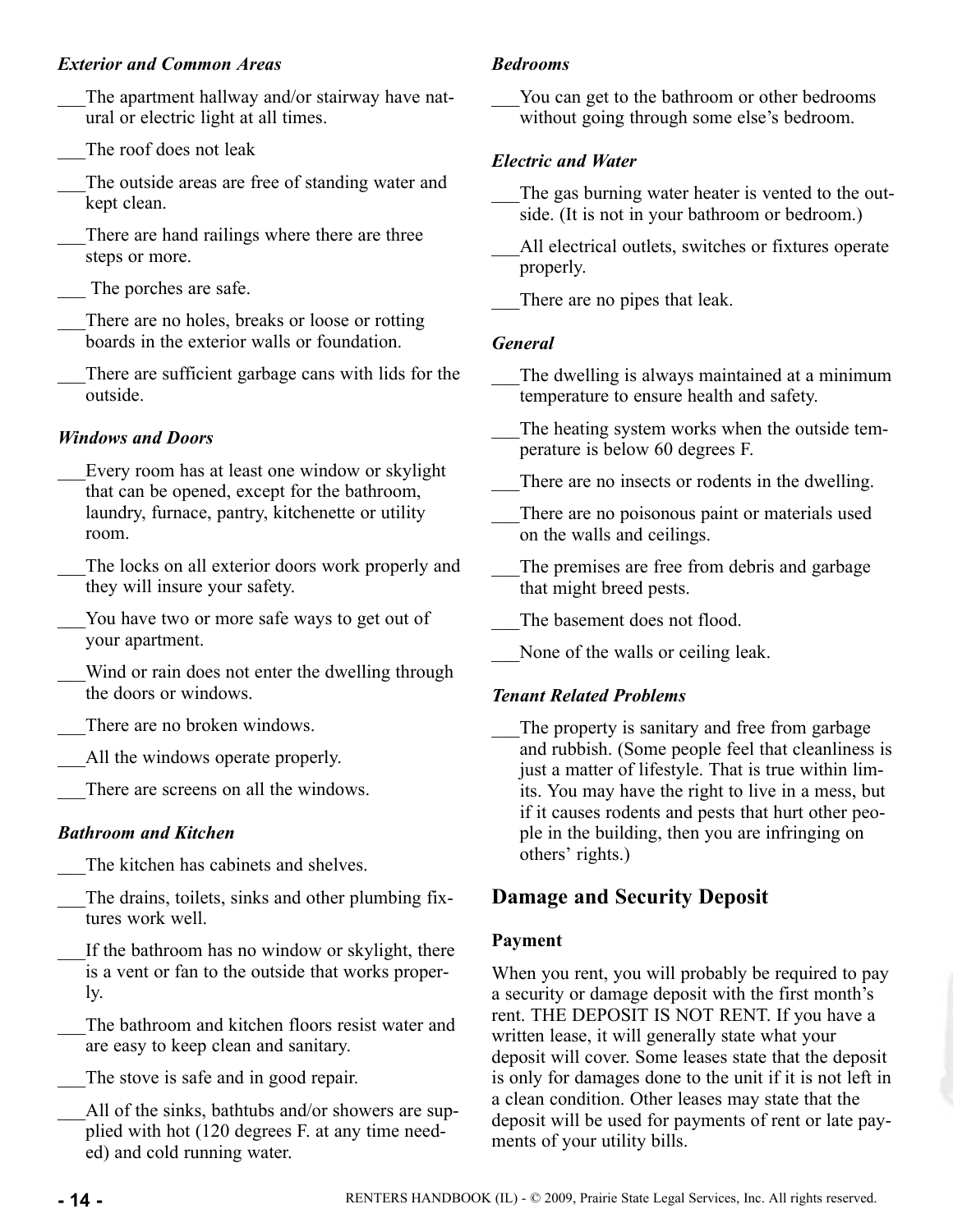*Exterior and Common Areas*

___The apartment hallway and/or stairway have natural or electric light at all times.

___The roof does not leak

___The outside areas are free of standing water and kept clean.

___There are hand railings where there are three steps or more.

___ The porches are safe.

___There are no holes, breaks or loose or rotting boards in the exterior walls or foundation.

___There are sufficient garbage cans with lids for the outside.

*Windows and Doors*

___Every room has at least one window or skylight that can be opened, except for the bathroom, laundry, furnace, pantry, kitchenette or utility room.

___The locks on all exterior doors work properly and they will insure your safety.

___You have two or more safe ways to get out of your apartment.

___Wind or rain does not enter the dwelling through the doors or windows.

___There are no broken windows.

___All the windows operate properly.

___There are screens on all the windows.

*Bathroom and Kitchen*

___The kitchen has cabinets and shelves.

___The drains, toilets, sinks and other plumbing fixtures work well.

___If the bathroom has no window or skylight, there is a vent or fan to the outside that works properly.

___The bathroom and kitchen floors resist water and are easy to keep clean and sanitary.

___The stove is safe and in good repair.

___All of the sinks, bathtubs and/or showers are supplied with hot (120 degrees F. at any time needed) and cold running water.

*Bedrooms*

___You can get to the bathroom or other bedrooms without going through some else's bedroom.

*Electric and Water*

___The gas burning water heater is vented to the outside. (It is not in your bathroom or bedroom.)

___All electrical outlets, switches or fixtures operate properly.

___There are no pipes that leak.

*General*

___The dwelling is always maintained at a minimum temperature to ensure health and safety.

___The heating system works when the outside temperature is below 60 degrees F.

___There are no insects or rodents in the dwelling.

___There are no poisonous paint or materials used on the walls and ceilings.

___The premises are free from debris and garbage that might breed pests.

___The basement does not flood.

___None of the walls or ceiling leak.

*Tenant Related Problems*

___The property is sanitary and free from garbage and rubbish. (Some people feel that cleanliness is just a matter of lifestyle. That is true within limits. You may have the right to live in a mess, but if it causes rodents and pests that hurt other people in the building, then you are infringing on others' rights.)

## Damage and Security Deposit

### Payment

When you rent, you will probably be required to pay a security or damage deposit with the first month's rent. THE DEPOSIT IS NOT RENT. If you have a written lease, it will generally state what your deposit will cover. Some leases state that the deposit is only for damages done to the unit if it is not left in a clean condition. Other leases may state that the deposit will be used for payments of rent or late payments of your utility bills.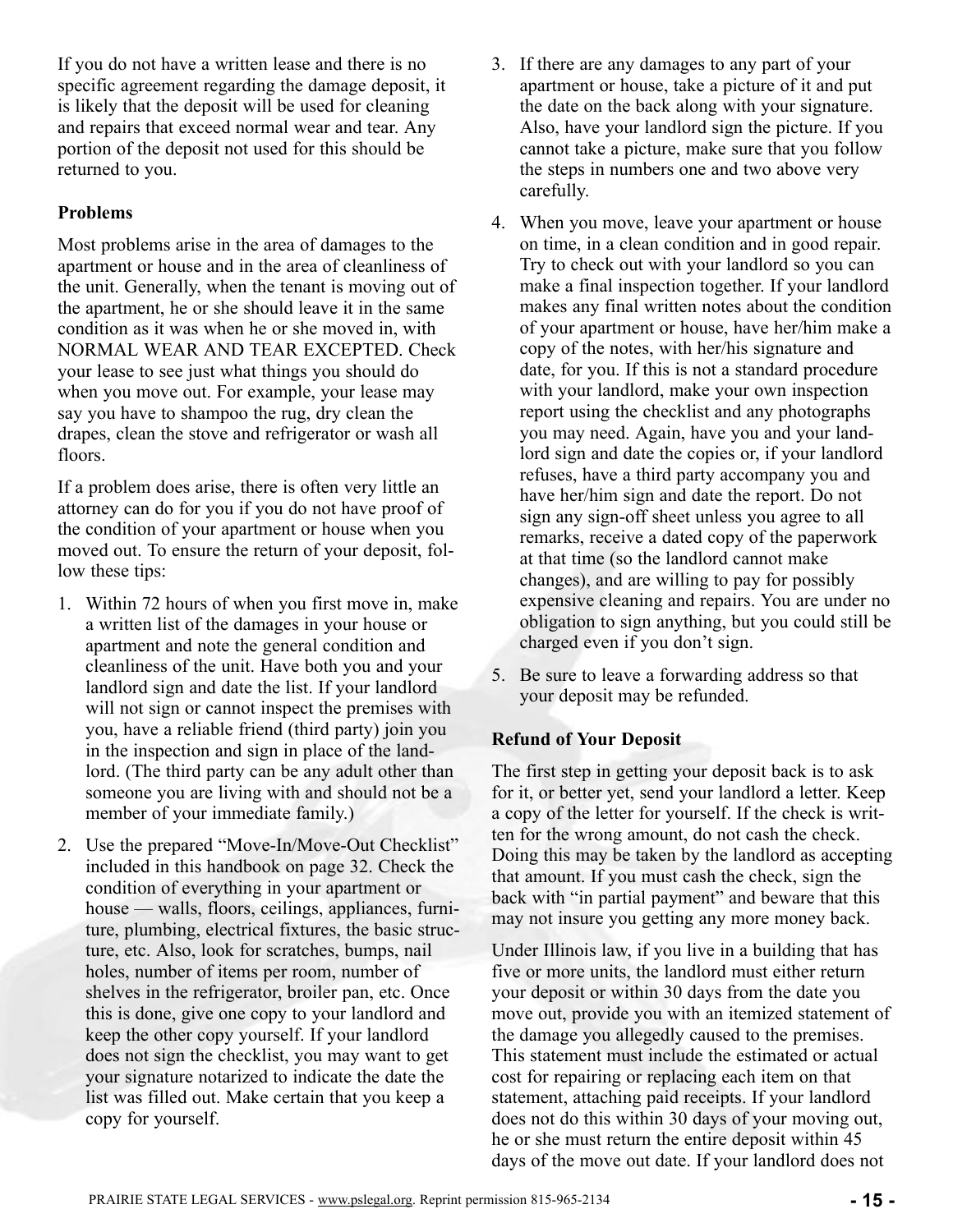If you do not have a written lease and there is no specific agreement regarding the damage deposit, it is likely that the deposit will be used for cleaning and repairs that exceed normal wear and tear. Any portion of the deposit not used for this should be returned to you.

**Problems**

Most problems arise in the area of damages to the apartment or house and in the area of cleanliness of the unit. Generally, when the tenant is moving out of the apartment, he or she should leave it in the same condition as it was when he or she moved in, with NORMAL WEAR AND TEAR EXCEPTED. Check your lease to see just what things you should do when you move out. For example, your lease may say you have to shampoo the rug, dry clean the drapes, clean the stove and refrigerator or wash all floors.

If a problem does arise, there is often very little an attorney can do for you if you do not have proof of the condition of your apartment or house when you moved out. To ensure the return of your deposit, follow these tips:

1. Within 72 hours of when you first move in, make a written list of the damages in your house or apartment and note the general condition and cleanliness of the unit. Have both you and your landlord sign and date the list. If your landlord will not sign or cannot inspect the premises with you, have a reliable friend (third party) join you in the inspection and sign in place of the landlord. (The third party can be any adult other than someone you are living with and should not be a member of your immediate family.)
2. Use the prepared "Move-In/Move-Out Checklist" included in this handbook on page 32. Check the condition of everything in your apartment or house — walls, floors, ceilings, appliances, furniture, plumbing, electrical fixtures, the basic structure, etc. Also, look for scratches, bumps, nail holes, number of items per room, number of shelves in the refrigerator, broiler pan, etc. Once this is done, give one copy to your landlord and keep the other copy yourself. If your landlord does not sign the checklist, you may want to get your signature notarized to indicate the date the list was filled out. Make certain that you keep a copy for yourself.
3. If there are any damages to any part of your apartment or house, take a picture of it and put the date on the back along with your signature. Also, have your landlord sign the picture. If you cannot take a picture, make sure that you follow the steps in numbers one and two above very carefully.
4. When you move, leave your apartment or house on time, in a clean condition and in good repair. Try to check out with your landlord so you can make a final inspection together. If your landlord makes any final written notes about the condition of your apartment or house, have her/him make a copy of the notes, with her/his signature and date, for you. If this is not a standard procedure with your landlord, make your own inspection report using the checklist and any photographs you may need. Again, have you and your landlord sign and date the copies or, if your landlord refuses, have a third party accompany you and have her/him sign and date the report. Do not sign any sign-off sheet unless you agree to all remarks, receive a dated copy of the paperwork at that time (so the landlord cannot make changes), and are willing to pay for possibly expensive cleaning and repairs. You are under no obligation to sign anything, but you could still be charged even if you don't sign.
5. Be sure to leave a forwarding address so that your deposit may be refunded.

**Refund of Your Deposit**

The first step in getting your deposit back is to ask for it, or better yet, send your landlord a letter. Keep a copy of the letter for yourself. If the check is written for the wrong amount, do not cash the check. Doing this may be taken by the landlord as accepting that amount. If you must cash the check, sign the back with "in partial payment" and beware that this may not insure you getting any more money back.

Under Illinois law, if you live in a building that has five or more units, the landlord must either return your deposit or within 30 days from the date you move out, provide you with an itemized statement of the damage you allegedly caused to the premises. This statement must include the estimated or actual cost for repairing or replacing each item on that statement, attaching paid receipts. If your landlord does not do this within 30 days of your moving out, he or she must return the entire deposit within 45 days of the move out date. If your landlord does not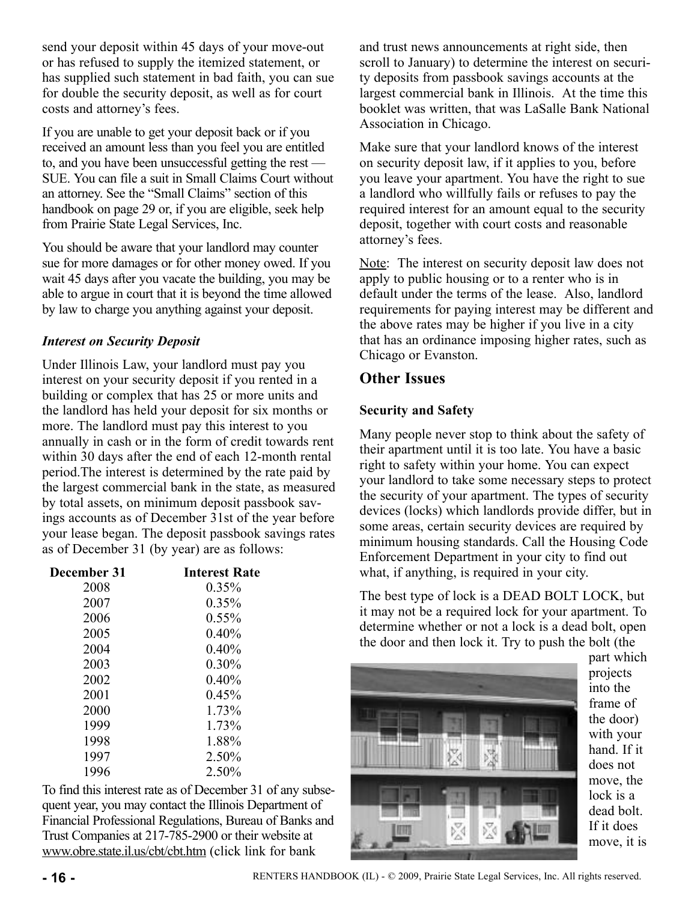send your deposit within 45 days of your move-out or has refused to supply the itemized statement, or has supplied such statement in bad faith, you can sue for double the security deposit, as well as for court costs and attorney's fees.

If you are unable to get your deposit back or if you received an amount less than you feel you are entitled to, and you have been unsuccessful getting the rest — SUE. You can file a suit in Small Claims Court without an attorney. See the "Small Claims" section of this handbook on page 29 or, if you are eligible, seek help from Prairie State Legal Services, Inc.

You should be aware that your landlord may counter sue for more damages or for other money owed. If you wait 45 days after you vacate the building, you may be able to argue in court that it is beyond the time allowed by law to charge you anything against your deposit.

### *Interest on Security Deposit*

Under Illinois Law, your landlord must pay you interest on your security deposit if you rented in a building or complex that has 25 or more units and the landlord has held your deposit for six months or more. The landlord must pay this interest to you annually in cash or in the form of credit towards rent within 30 days after the end of each 12-month rental period.The interest is determined by the rate paid by the largest commercial bank in the state, as measured by total assets, on minimum deposit passbook savings accounts as of December 31st of the year before your lease began. The deposit passbook savings rates as of December 31 (by year) are as follows:

| December 31 | Interest Rate |
|---|---|
| 2008 | 0.35% |
| 2007 | 0.35% |
| 2006 | 0.55% |
| 2005 | 0.40% |
| 2004 | 0.40% |
| 2003 | 0.30% |
| 2002 | 0.40% |
| 2001 | 0.45% |
| 2000 | 1.73% |
| 1999 | 1.73% |
| 1998 | 1.88% |
| 1997 | 2.50% |
| 1996 | 2.50% |

To find this interest rate as of December 31 of any subsequent year, you may contact the Illinois Department of Financial Professional Regulations, Bureau of Banks and Trust Companies at 217-785-2900 or their website at www.obre.state.il.us/cbt/cbt.htm (click link for bank and trust news announcements at right side, then scroll to January) to determine the interest on security deposits from passbook savings accounts at the largest commercial bank in Illinois. At the time this booklet was written, that was LaSalle Bank National Association in Chicago.

Make sure that your landlord knows of the interest on security deposit law, if it applies to you, before you leave your apartment. You have the right to sue a landlord who willfully fails or refuses to pay the required interest for an amount equal to the security deposit, together with court costs and reasonable attorney's fees.

Note: The interest on security deposit law does not apply to public housing or to a renter who is in default under the terms of the lease. Also, landlord requirements for paying interest may be different and the above rates may be higher if you live in a city that has an ordinance imposing higher rates, such as Chicago or Evanston.

## Other Issues

### Security and Safety

Many people never stop to think about the safety of their apartment until it is too late. You have a basic right to safety within your home. You can expect your landlord to take some necessary steps to protect the security of your apartment. The types of security devices (locks) which landlords provide differ, but in some areas, certain security devices are required by minimum housing standards. Call the Housing Code Enforcement Department in your city to find out what, if anything, is required in your city.

The best type of lock is a DEAD BOLT LOCK, but it may not be a required lock for your apartment. To determine whether or not a lock is a dead bolt, open the door and then lock it. Try to push the bolt (the part which projects into the frame of the door) with your hand. If it does not move, the lock is a dead bolt. If it does move, it is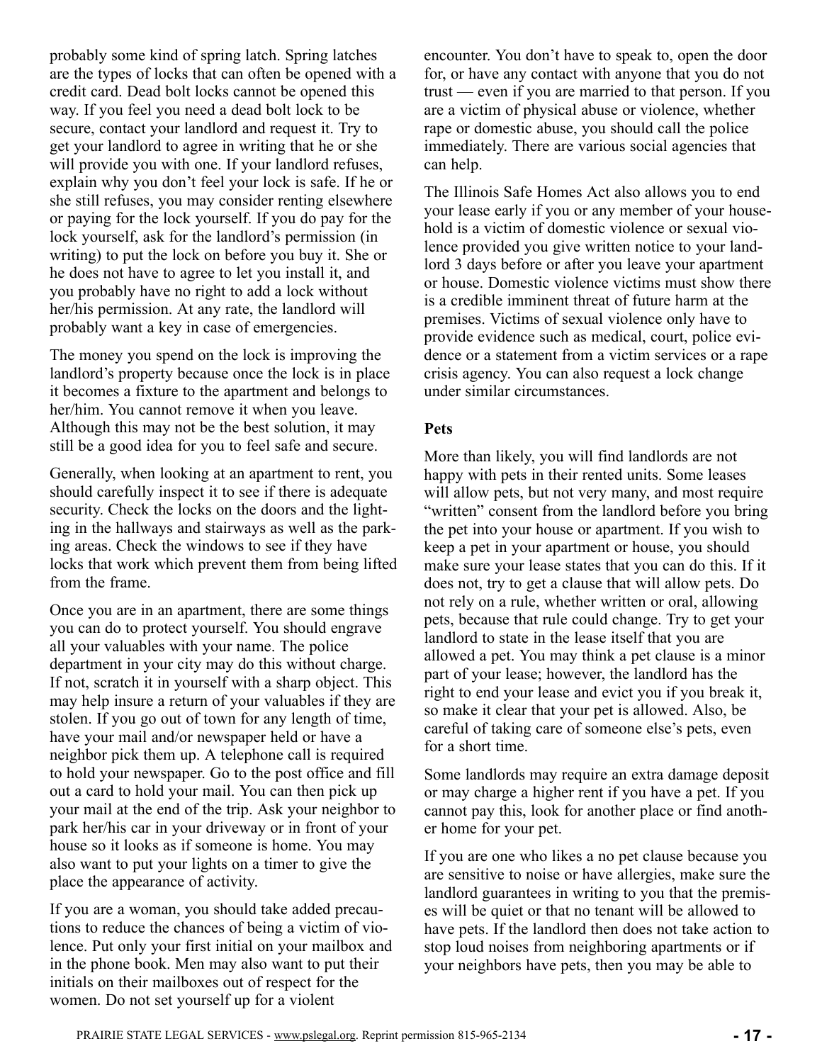probably some kind of spring latch. Spring latches are the types of locks that can often be opened with a credit card. Dead bolt locks cannot be opened this way. If you feel you need a dead bolt lock to be secure, contact your landlord and request it. Try to get your landlord to agree in writing that he or she will provide you with one. If your landlord refuses, explain why you don't feel your lock is safe. If he or she still refuses, you may consider renting elsewhere or paying for the lock yourself. If you do pay for the lock yourself, ask for the landlord's permission (in writing) to put the lock on before you buy it. She or he does not have to agree to let you install it, and you probably have no right to add a lock without her/his permission. At any rate, the landlord will probably want a key in case of emergencies.

The money you spend on the lock is improving the landlord's property because once the lock is in place it becomes a fixture to the apartment and belongs to her/him. You cannot remove it when you leave. Although this may not be the best solution, it may still be a good idea for you to feel safe and secure.

Generally, when looking at an apartment to rent, you should carefully inspect it to see if there is adequate security. Check the locks on the doors and the lighting in the hallways and stairways as well as the parking areas. Check the windows to see if they have locks that work which prevent them from being lifted from the frame.

Once you are in an apartment, there are some things you can do to protect yourself. You should engrave all your valuables with your name. The police department in your city may do this without charge. If not, scratch it in yourself with a sharp object. This may help insure a return of your valuables if they are stolen. If you go out of town for any length of time, have your mail and/or newspaper held or have a neighbor pick them up. A telephone call is required to hold your newspaper. Go to the post office and fill out a card to hold your mail. You can then pick up your mail at the end of the trip. Ask your neighbor to park her/his car in your driveway or in front of your house so it looks as if someone is home. You may also want to put your lights on a timer to give the place the appearance of activity.

If you are a woman, you should take added precautions to reduce the chances of being a victim of violence. Put only your first initial on your mailbox and in the phone book. Men may also want to put their initials on their mailboxes out of respect for the women. Do not set yourself up for a violent encounter. You don't have to speak to, open the door for, or have any contact with anyone that you do not trust — even if you are married to that person. If you are a victim of physical abuse or violence, whether rape or domestic abuse, you should call the police immediately. There are various social agencies that can help.

The Illinois Safe Homes Act also allows you to end your lease early if you or any member of your household is a victim of domestic violence or sexual violence provided you give written notice to your landlord 3 days before or after you leave your apartment or house. Domestic violence victims must show there is a credible imminent threat of future harm at the premises. Victims of sexual violence only have to provide evidence such as medical, court, police evidence or a statement from a victim services or a rape crisis agency. You can also request a lock change under similar circumstances.

**Pets**

More than likely, you will find landlords are not happy with pets in their rented units. Some leases will allow pets, but not very many, and most require "written" consent from the landlord before you bring the pet into your house or apartment. If you wish to keep a pet in your apartment or house, you should make sure your lease states that you can do this. If it does not, try to get a clause that will allow pets. Do not rely on a rule, whether written or oral, allowing pets, because that rule could change. Try to get your landlord to state in the lease itself that you are allowed a pet. You may think a pet clause is a minor part of your lease; however, the landlord has the right to end your lease and evict you if you break it, so make it clear that your pet is allowed. Also, be careful of taking care of someone else's pets, even for a short time.

Some landlords may require an extra damage deposit or may charge a higher rent if you have a pet. If you cannot pay this, look for another place or find another home for your pet.

If you are one who likes a no pet clause because you are sensitive to noise or have allergies, make sure the landlord guarantees in writing to you that the premises will be quiet or that no tenant will be allowed to have pets. If the landlord then does not take action to stop loud noises from neighboring apartments or if your neighbors have pets, then you may be able to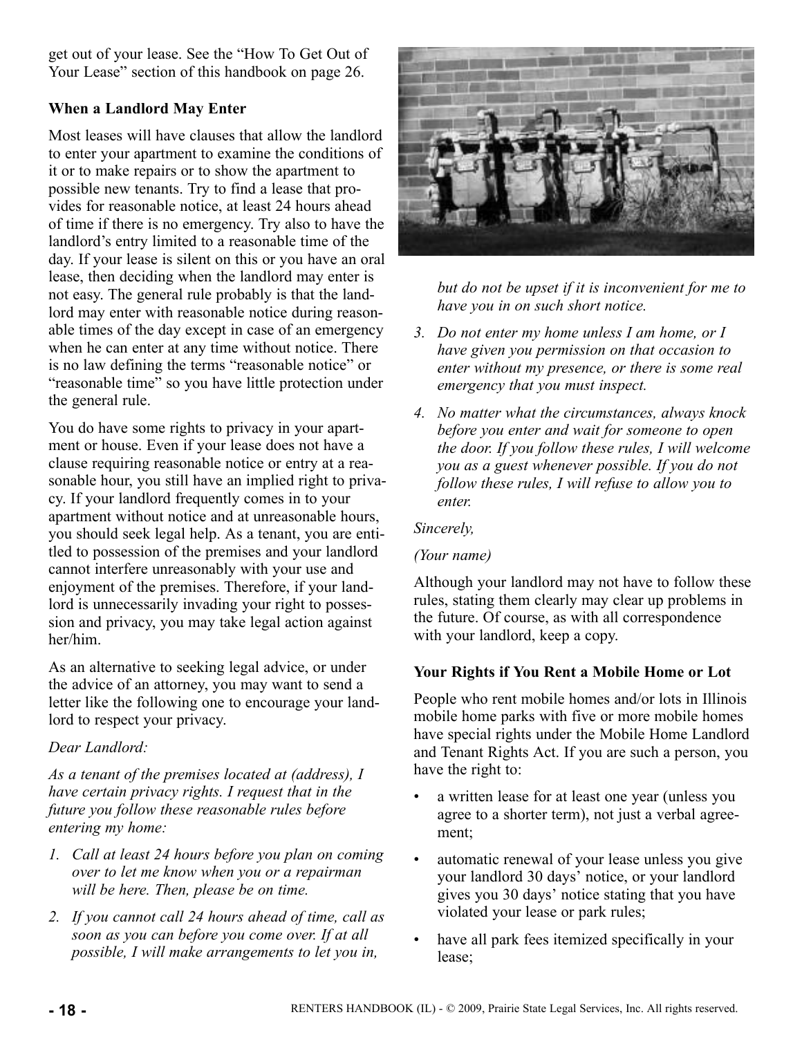get out of your lease. See the "How To Get Out of Your Lease" section of this handbook on page 26.

### When a Landlord May Enter

Most leases will have clauses that allow the landlord to enter your apartment to examine the conditions of it or to make repairs or to show the apartment to possible new tenants. Try to find a lease that provides for reasonable notice, at least 24 hours ahead of time if there is no emergency. Try also to have the landlord's entry limited to a reasonable time of the day. If your lease is silent on this or you have an oral lease, then deciding when the landlord may enter is not easy. The general rule probably is that the landlord may enter with reasonable notice during reasonable times of the day except in case of an emergency when he can enter at any time without notice. There is no law defining the terms "reasonable notice" or "reasonable time" so you have little protection under the general rule.

You do have some rights to privacy in your apartment or house. Even if your lease does not have a clause requiring reasonable notice or entry at a reasonable hour, you still have an implied right to privacy. If your landlord frequently comes in to your apartment without notice and at unreasonable hours, you should seek legal help. As a tenant, you are entitled to possession of the premises and your landlord cannot interfere unreasonably with your use and enjoyment of the premises. Therefore, if your landlord is unnecessarily invading your right to possession and privacy, you may take legal action against her/him.

As an alternative to seeking legal advice, or under the advice of an attorney, you may want to send a letter like the following one to encourage your landlord to respect your privacy.

*Dear Landlord:*

*As a tenant of the premises located at (address), I have certain privacy rights. I request that in the future you follow these reasonable rules before entering my home:*

1. *Call at least 24 hours before you plan on coming over to let me know when you or a repairman will be here. Then, please be on time.*
2. *If you cannot call 24 hours ahead of time, call as soon as you can before you come over. If at all possible, I will make arrangements to let you in, but do not be upset if it is inconvenient for me to have you in on such short notice.*
3. *Do not enter my home unless I am home, or I have given you permission on that occasion to enter without my presence, or there is some real emergency that you must inspect.*
4. *No matter what the circumstances, always knock before you enter and wait for someone to open the door. If you follow these rules, I will welcome you as a guest whenever possible. If you do not follow these rules, I will refuse to allow you to enter.*

*Sincerely,*

*(Your name)*

Although your landlord may not have to follow these rules, stating them clearly may clear up problems in the future. Of course, as with all correspondence with your landlord, keep a copy.

### Your Rights if You Rent a Mobile Home or Lot

People who rent mobile homes and/or lots in Illinois mobile home parks with five or more mobile homes have special rights under the Mobile Home Landlord and Tenant Rights Act. If you are such a person, you have the right to:

- a written lease for at least one year (unless you agree to a shorter term), not just a verbal agreement;
- automatic renewal of your lease unless you give your landlord 30 days' notice, or your landlord gives you 30 days' notice stating that you have violated your lease or park rules;
- have all park fees itemized specifically in your lease;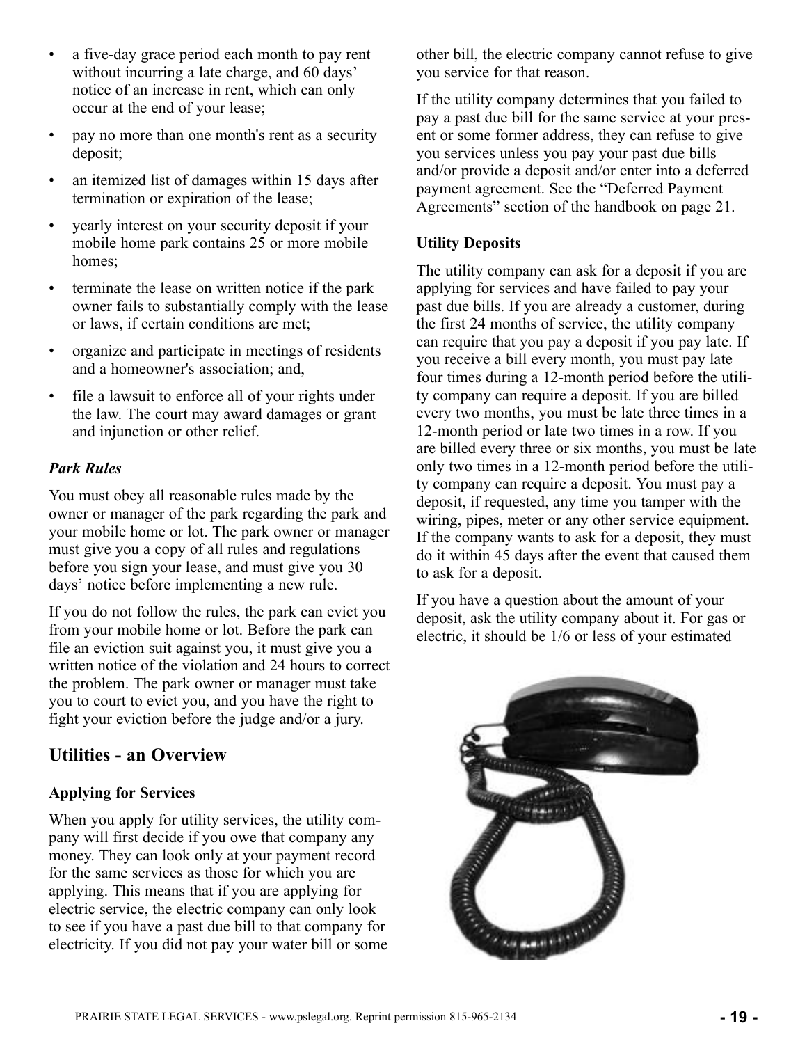- a five-day grace period each month to pay rent without incurring a late charge, and 60 days' notice of an increase in rent, which can only occur at the end of your lease;
- pay no more than one month's rent as a security deposit;
- an itemized list of damages within 15 days after termination or expiration of the lease;
- yearly interest on your security deposit if your mobile home park contains 25 or more mobile homes;
- terminate the lease on written notice if the park owner fails to substantially comply with the lease or laws, if certain conditions are met;
- organize and participate in meetings of residents and a homeowner's association; and,
- file a lawsuit to enforce all of your rights under the law. The court may award damages or grant and injunction or other relief.

### *Park Rules*

You must obey all reasonable rules made by the owner or manager of the park regarding the park and your mobile home or lot. The park owner or manager must give you a copy of all rules and regulations before you sign your lease, and must give you 30 days' notice before implementing a new rule.

If you do not follow the rules, the park can evict you from your mobile home or lot. Before the park can file an eviction suit against you, it must give you a written notice of the violation and 24 hours to correct the problem. The park owner or manager must take you to court to evict you, and you have the right to fight your eviction before the judge and/or a jury.

## Utilities - an Overview

### Applying for Services

When you apply for utility services, the utility company will first decide if you owe that company any money. They can look only at your payment record for the same services as those for which you are applying. This means that if you are applying for electric service, the electric company can only look to see if you have a past due bill to that company for electricity. If you did not pay your water bill or some other bill, the electric company cannot refuse to give you service for that reason.

If the utility company determines that you failed to pay a past due bill for the same service at your present or some former address, they can refuse to give you services unless you pay your past due bills and/or provide a deposit and/or enter into a deferred payment agreement. See the "Deferred Payment Agreements" section of the handbook on page 21.

### Utility Deposits

The utility company can ask for a deposit if you are applying for services and have failed to pay your past due bills. If you are already a customer, during the first 24 months of service, the utility company can require that you pay a deposit if you pay late. If you receive a bill every month, you must pay late four times during a 12-month period before the utility company can require a deposit. If you are billed every two months, you must be late three times in a 12-month period or late two times in a row. If you are billed every three or six months, you must be late only two times in a 12-month period before the utility company can require a deposit. You must pay a deposit, if requested, any time you tamper with the wiring, pipes, meter or any other service equipment. If the company wants to ask for a deposit, they must do it within 45 days after the event that caused them to ask for a deposit.

If you have a question about the amount of your deposit, ask the utility company about it. For gas or electric, it should be 1/6 or less of your estimated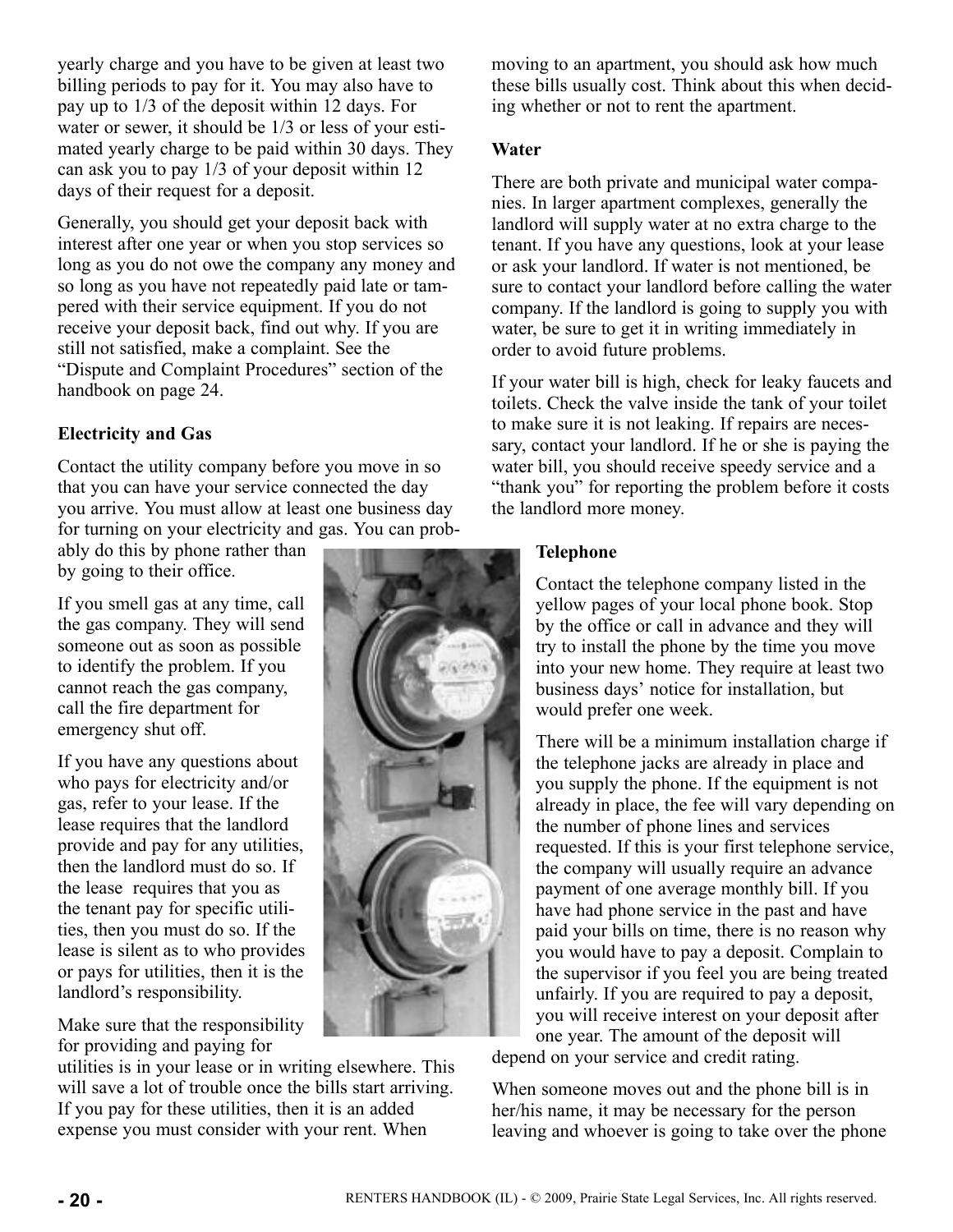yearly charge and you have to be given at least two billing periods to pay for it. You may also have to pay up to 1/3 of the deposit within 12 days. For water or sewer, it should be 1/3 or less of your estimated yearly charge to be paid within 30 days. They can ask you to pay 1/3 of your deposit within 12 days of their request for a deposit.

Generally, you should get your deposit back with interest after one year or when you stop services so long as you do not owe the company any money and so long as you have not repeatedly paid late or tampered with their service equipment. If you do not receive your deposit back, find out why. If you are still not satisfied, make a complaint. See the "Dispute and Complaint Procedures" section of the handbook on page 24.

**Electricity and Gas**

Contact the utility company before you move in so that you can have your service connected the day you arrive. You must allow at least one business day for turning on your electricity and gas. You can probably do this by phone rather than by going to their office.

If you smell gas at any time, call the gas company. They will send someone out as soon as possible to identify the problem. If you cannot reach the gas company, call the fire department for emergency shut off.

If you have any questions about who pays for electricity and/or gas, refer to your lease. If the lease requires that the landlord provide and pay for any utilities, then the landlord must do so. If the lease requires that you as the tenant pay for specific utilities, then you must do so. If the lease is silent as to who provides or pays for utilities, then it is the landlord's responsibility.

Make sure that the responsibility for providing and paying for utilities is in your lease or in writing elsewhere. This will save a lot of trouble once the bills start arriving. If you pay for these utilities, then it is an added expense you must consider with your rent. When moving to an apartment, you should ask how much these bills usually cost. Think about this when deciding whether or not to rent the apartment.

**Water**

There are both private and municipal water companies. In larger apartment complexes, generally the landlord will supply water at no extra charge to the tenant. If you have any questions, look at your lease or ask your landlord. If water is not mentioned, be sure to contact your landlord before calling the water company. If the landlord is going to supply you with water, be sure to get it in writing immediately in order to avoid future problems.

If your water bill is high, check for leaky faucets and toilets. Check the valve inside the tank of your toilet to make sure it is not leaking. If repairs are necessary, contact your landlord. If he or she is paying the water bill, you should receive speedy service and a "thank you" for reporting the problem before it costs the landlord more money.

**Telephone**

Contact the telephone company listed in the yellow pages of your local phone book. Stop by the office or call in advance and they will try to install the phone by the time you move into your new home. They require at least two business days' notice for installation, but would prefer one week.

There will be a minimum installation charge if the telephone jacks are already in place and you supply the phone. If the equipment is not already in place, the fee will vary depending on the number of phone lines and services requested. If this is your first telephone service, the company will usually require an advance payment of one average monthly bill. If you have had phone service in the past and have paid your bills on time, there is no reason why you would have to pay a deposit. Complain to the supervisor if you feel you are being treated unfairly. If you are required to pay a deposit, you will receive interest on your deposit after one year. The amount of the deposit will depend on your service and credit rating.

When someone moves out and the phone bill is in her/his name, it may be necessary for the person leaving and whoever is going to take over the phone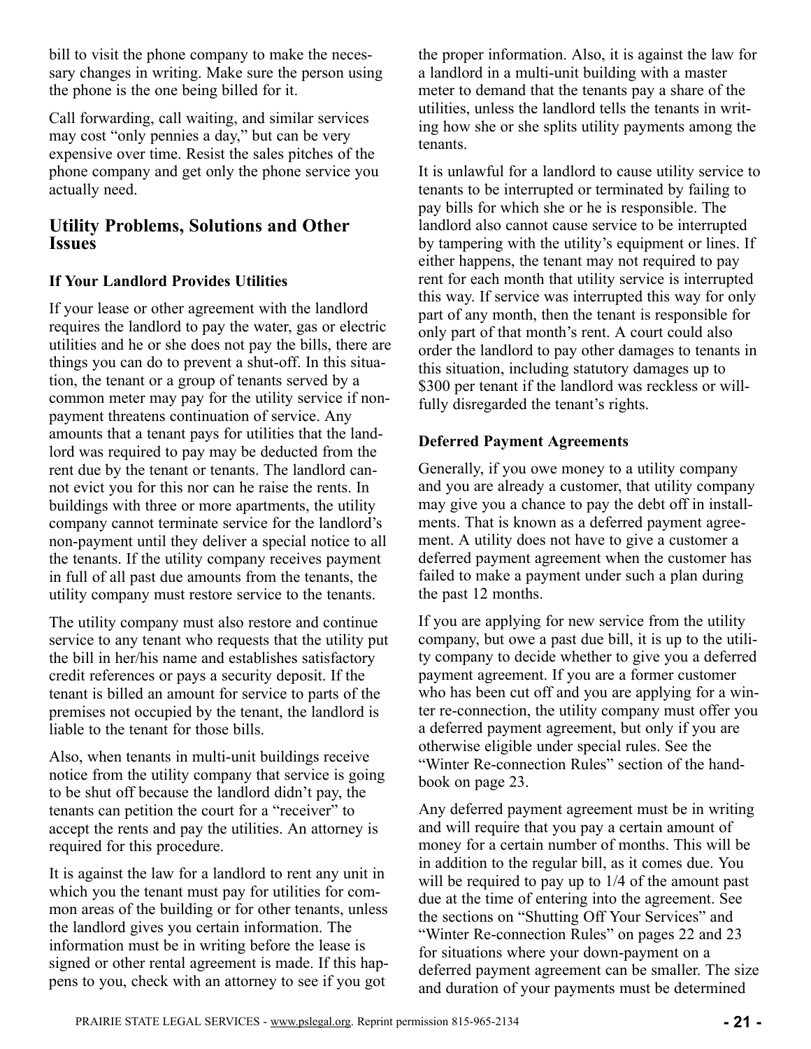bill to visit the phone company to make the necessary changes in writing. Make sure the person using the phone is the one being billed for it.

Call forwarding, call waiting, and similar services may cost "only pennies a day," but can be very expensive over time. Resist the sales pitches of the phone company and get only the phone service you actually need.

## Utility Problems, Solutions and Other Issues

### If Your Landlord Provides Utilities

If your lease or other agreement with the landlord requires the landlord to pay the water, gas or electric utilities and he or she does not pay the bills, there are things you can do to prevent a shut-off. In this situation, the tenant or a group of tenants served by a common meter may pay for the utility service if non-payment threatens continuation of service. Any amounts that a tenant pays for utilities that the landlord was required to pay may be deducted from the rent due by the tenant or tenants. The landlord cannot evict you for this nor can he raise the rents. In buildings with three or more apartments, the utility company cannot terminate service for the landlord's non-payment until they deliver a special notice to all the tenants. If the utility company receives payment in full of all past due amounts from the tenants, the utility company must restore service to the tenants.

The utility company must also restore and continue service to any tenant who requests that the utility put the bill in her/his name and establishes satisfactory credit references or pays a security deposit. If the tenant is billed an amount for service to parts of the premises not occupied by the tenant, the landlord is liable to the tenant for those bills.

Also, when tenants in multi-unit buildings receive notice from the utility company that service is going to be shut off because the landlord didn't pay, the tenants can petition the court for a "receiver" to accept the rents and pay the utilities. An attorney is required for this procedure.

It is against the law for a landlord to rent any unit in which you the tenant must pay for utilities for common areas of the building or for other tenants, unless the landlord gives you certain information. The information must be in writing before the lease is signed or other rental agreement is made. If this happens to you, check with an attorney to see if you got the proper information. Also, it is against the law for a landlord in a multi-unit building with a master meter to demand that the tenants pay a share of the utilities, unless the landlord tells the tenants in writing how she or she splits utility payments among the tenants.

It is unlawful for a landlord to cause utility service to tenants to be interrupted or terminated by failing to pay bills for which she or he is responsible. The landlord also cannot cause service to be interrupted by tampering with the utility's equipment or lines. If either happens, the tenant may not required to pay rent for each month that utility service is interrupted this way. If service was interrupted this way for only part of any month, then the tenant is responsible for only part of that month's rent. A court could also order the landlord to pay other damages to tenants in this situation, including statutory damages up to $300 per tenant if the landlord was reckless or willfully disregarded the tenant's rights.

### Deferred Payment Agreements

Generally, if you owe money to a utility company and you are already a customer, that utility company may give you a chance to pay the debt off in installments. That is known as a deferred payment agreement. A utility does not have to give a customer a deferred payment agreement when the customer has failed to make a payment under such a plan during the past 12 months.

If you are applying for new service from the utility company, but owe a past due bill, it is up to the utility company to decide whether to give you a deferred payment agreement. If you are a former customer who has been cut off and you are applying for a winter re-connection, the utility company must offer you a deferred payment agreement, but only if you are otherwise eligible under special rules. See the "Winter Re-connection Rules" section of the handbook on page 23.

Any deferred payment agreement must be in writing and will require that you pay a certain amount of money for a certain number of months. This will be in addition to the regular bill, as it comes due. You will be required to pay up to 1/4 of the amount past due at the time of entering into the agreement. See the sections on "Shutting Off Your Services" and "Winter Re-connection Rules" on pages 22 and 23 for situations where your down-payment on a deferred payment agreement can be smaller. The size and duration of your payments must be determined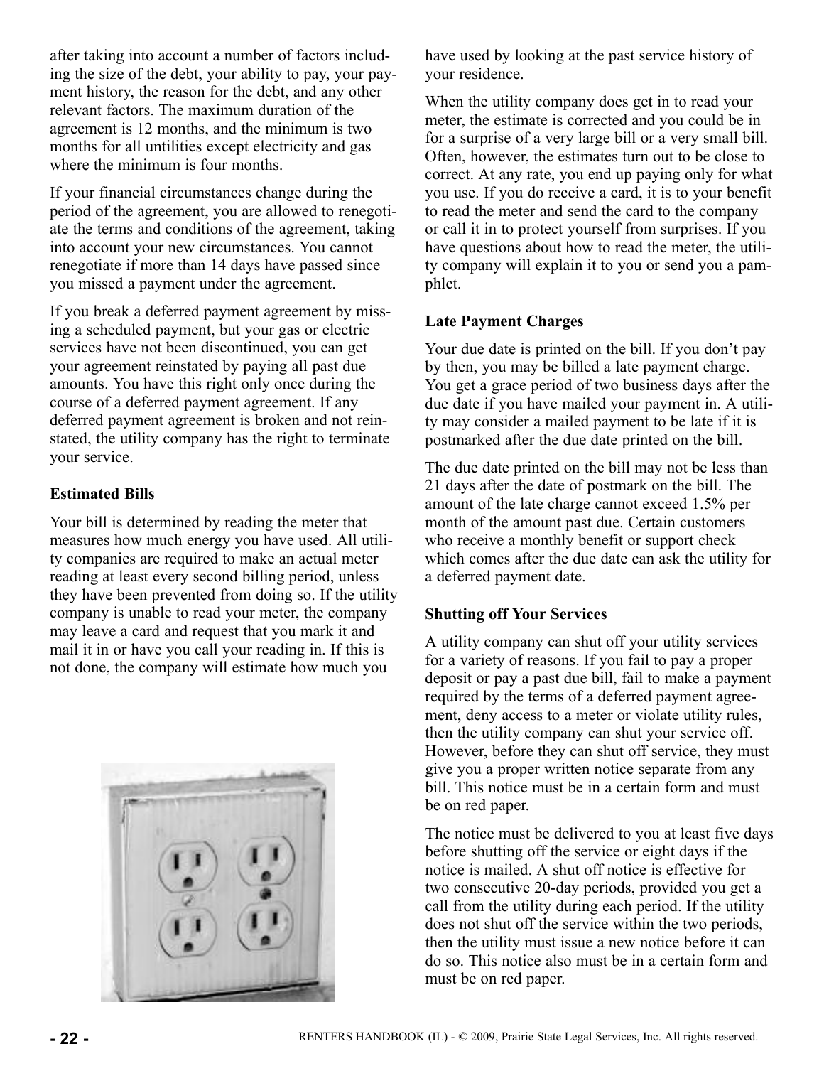after taking into account a number of factors including the size of the debt, your ability to pay, your payment history, the reason for the debt, and any other relevant factors. The maximum duration of the agreement is 12 months, and the minimum is two months for all untilities except electricity and gas where the minimum is four months.

If your financial circumstances change during the period of the agreement, you are allowed to renegotiate the terms and conditions of the agreement, taking into account your new circumstances. You cannot renegotiate if more than 14 days have passed since you missed a payment under the agreement.

If you break a deferred payment agreement by missing a scheduled payment, but your gas or electric services have not been discontinued, you can get your agreement reinstated by paying all past due amounts. You have this right only once during the course of a deferred payment agreement. If any deferred payment agreement is broken and not reinstated, the utility company has the right to terminate your service.

**Estimated Bills**

Your bill is determined by reading the meter that measures how much energy you have used. All utility companies are required to make an actual meter reading at least every second billing period, unless they have been prevented from doing so. If the utility company is unable to read your meter, the company may leave a card and request that you mark it and mail it in or have you call your reading in. If this is not done, the company will estimate how much you have used by looking at the past service history of your residence.

When the utility company does get in to read your meter, the estimate is corrected and you could be in for a surprise of a very large bill or a very small bill. Often, however, the estimates turn out to be close to correct. At any rate, you end up paying only for what you use. If you do receive a card, it is to your benefit to read the meter and send the card to the company or call it in to protect yourself from surprises. If you have questions about how to read the meter, the utility company will explain it to you or send you a pamphlet.

**Late Payment Charges**

Your due date is printed on the bill. If you don't pay by then, you may be billed a late payment charge. You get a grace period of two business days after the due date if you have mailed your payment in. A utility may consider a mailed payment to be late if it is postmarked after the due date printed on the bill.

The due date printed on the bill may not be less than 21 days after the date of postmark on the bill. The amount of the late charge cannot exceed 1.5% per month of the amount past due. Certain customers who receive a monthly benefit or support check which comes after the due date can ask the utility for a deferred payment date.

**Shutting off Your Services**

A utility company can shut off your utility services for a variety of reasons. If you fail to pay a proper deposit or pay a past due bill, fail to make a payment required by the terms of a deferred payment agreement, deny access to a meter or violate utility rules, then the utility company can shut your service off. However, before they can shut off service, they must give you a proper written notice separate from any bill. This notice must be in a certain form and must be on red paper.

The notice must be delivered to you at least five days before shutting off the service or eight days if the notice is mailed. A shut off notice is effective for two consecutive 20-day periods, provided you get a call from the utility during each period. If the utility does not shut off the service within the two periods, then the utility must issue a new notice before it can do so. This notice also must be in a certain form and must be on red paper.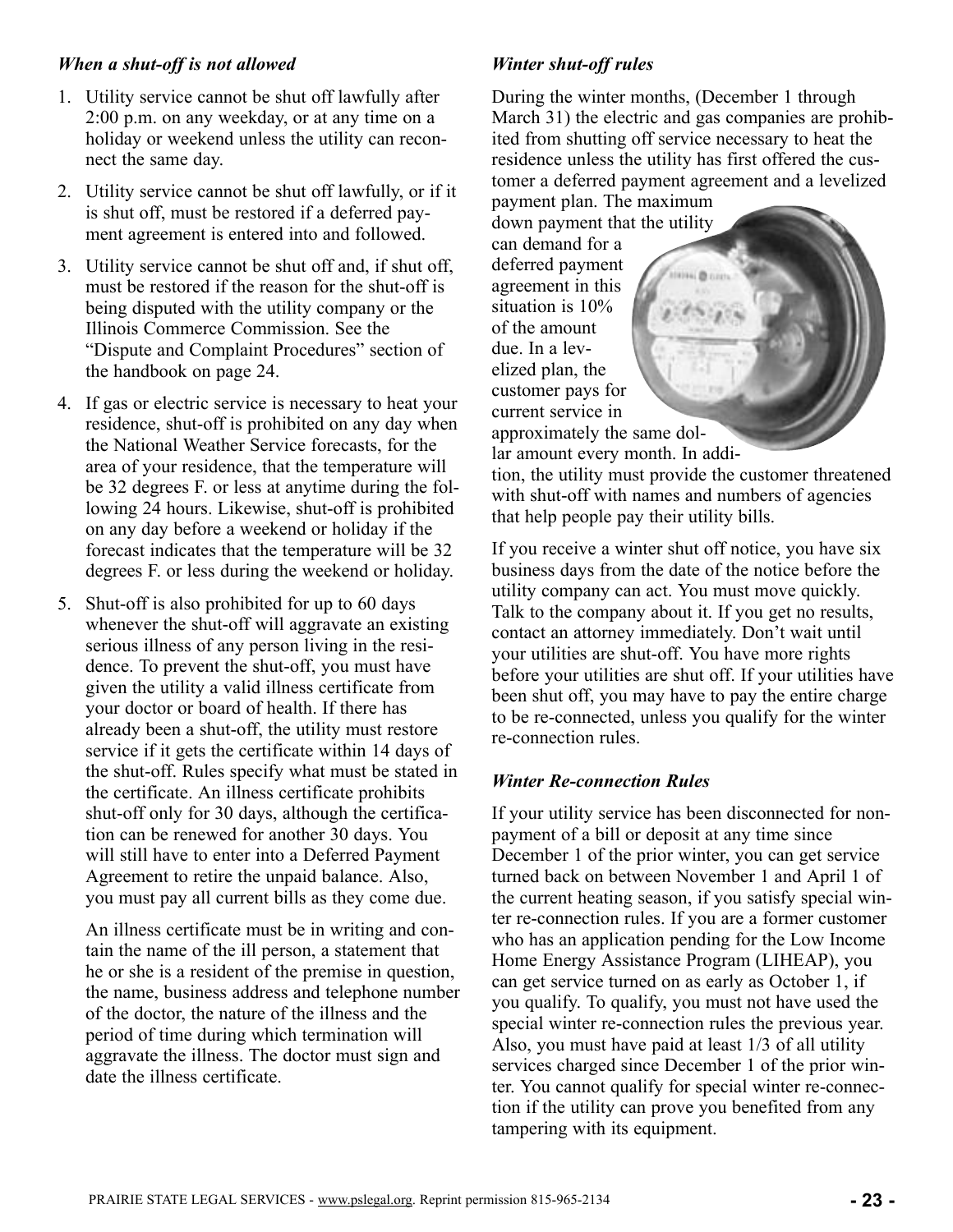### *When a shut-off is not allowed*

1. Utility service cannot be shut off lawfully after 2:00 p.m. on any weekday, or at any time on a holiday or weekend unless the utility can reconnect the same day.
2. Utility service cannot be shut off lawfully, or if it is shut off, must be restored if a deferred payment agreement is entered into and followed.
3. Utility service cannot be shut off and, if shut off, must be restored if the reason for the shut-off is being disputed with the utility company or the Illinois Commerce Commission. See the "Dispute and Complaint Procedures" section of the handbook on page 24.
4. If gas or electric service is necessary to heat your residence, shut-off is prohibited on any day when the National Weather Service forecasts, for the area of your residence, that the temperature will be 32 degrees F. or less at anytime during the following 24 hours. Likewise, shut-off is prohibited on any day before a weekend or holiday if the forecast indicates that the temperature will be 32 degrees F. or less during the weekend or holiday.
5. Shut-off is also prohibited for up to 60 days whenever the shut-off will aggravate an existing serious illness of any person living in the residence. To prevent the shut-off, you must have given the utility a valid illness certificate from your doctor or board of health. If there has already been a shut-off, the utility must restore service if it gets the certificate within 14 days of the shut-off. Rules specify what must be stated in the certificate. An illness certificate prohibits shut-off only for 30 days, although the certification can be renewed for another 30 days. You will still have to enter into a Deferred Payment Agreement to retire the unpaid balance. Also, you must pay all current bills as they come due.

   An illness certificate must be in writing and contain the name of the ill person, a statement that he or she is a resident of the premise in question, the name, business address and telephone number of the doctor, the nature of the illness and the period of time during which termination will aggravate the illness. The doctor must sign and date the illness certificate.

### *Winter shut-off rules*

During the winter months, (December 1 through March 31) the electric and gas companies are prohibited from shutting off service necessary to heat the residence unless the utility has first offered the customer a deferred payment agreement and a levelized payment plan. The maximum down payment that the utility can demand for a deferred payment agreement in this situation is 10% of the amount due. In a levelized plan, the customer pays for current service in approximately the same dollar amount every month. In addition, the utility must provide the customer threatened with shut-off with names and numbers of agencies that help people pay their utility bills.

If you receive a winter shut off notice, you have six business days from the date of the notice before the utility company can act. You must move quickly. Talk to the company about it. If you get no results, contact an attorney immediately. Don't wait until your utilities are shut-off. You have more rights before your utilities are shut off. If your utilities have been shut off, you may have to pay the entire charge to be re-connected, unless you qualify for the winter re-connection rules.

### *Winter Re-connection Rules*

If your utility service has been disconnected for nonpayment of a bill or deposit at any time since December 1 of the prior winter, you can get service turned back on between November 1 and April 1 of the current heating season, if you satisfy special winter re-connection rules. If you are a former customer who has an application pending for the Low Income Home Energy Assistance Program (LIHEAP), you can get service turned on as early as October 1, if you qualify. To qualify, you must not have used the special winter re-connection rules the previous year. Also, you must have paid at least 1/3 of all utility services charged since December 1 of the prior winter. You cannot qualify for special winter re-connection if the utility can prove you benefited from any tampering with its equipment.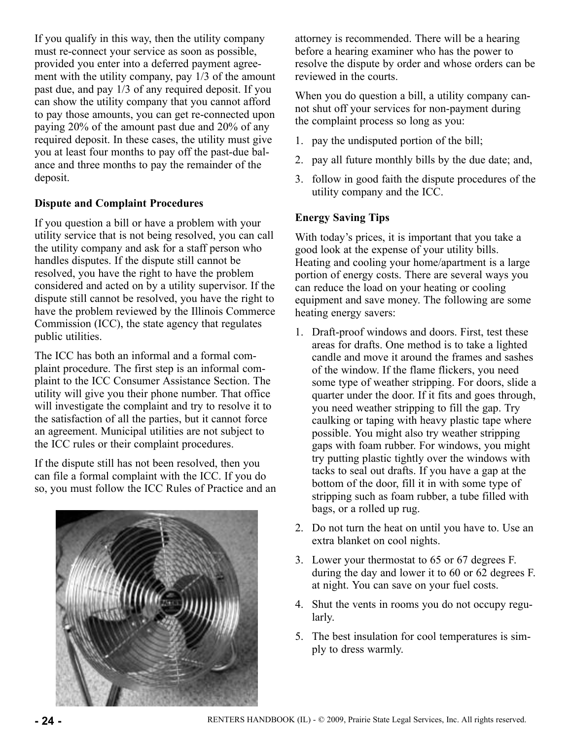If you qualify in this way, then the utility company must re-connect your service as soon as possible, provided you enter into a deferred payment agreement with the utility company, pay 1/3 of the amount past due, and pay 1/3 of any required deposit. If you can show the utility company that you cannot afford to pay those amounts, you can get re-connected upon paying 20% of the amount past due and 20% of any required deposit. In these cases, the utility must give you at least four months to pay off the past-due balance and three months to pay the remainder of the deposit.

**Dispute and Complaint Procedures**

If you question a bill or have a problem with your utility service that is not being resolved, you can call the utility company and ask for a staff person who handles disputes. If the dispute still cannot be resolved, you have the right to have the problem considered and acted on by a utility supervisor. If the dispute still cannot be resolved, you have the right to have the problem reviewed by the Illinois Commerce Commission (ICC), the state agency that regulates public utilities.

The ICC has both an informal and a formal complaint procedure. The first step is an informal complaint to the ICC Consumer Assistance Section. The utility will give you their phone number. That office will investigate the complaint and try to resolve it to the satisfaction of all the parties, but it cannot force an agreement. Municipal utilities are not subject to the ICC rules or their complaint procedures.

If the dispute still has not been resolved, then you can file a formal complaint with the ICC. If you do so, you must follow the ICC Rules of Practice and an attorney is recommended. There will be a hearing before a hearing examiner who has the power to resolve the dispute by order and whose orders can be reviewed in the courts.

When you do question a bill, a utility company cannot shut off your services for non-payment during the complaint process so long as you:

1. pay the undisputed portion of the bill;
2. pay all future monthly bills by the due date; and,
3. follow in good faith the dispute procedures of the utility company and the ICC.

**Energy Saving Tips**

With today's prices, it is important that you take a good look at the expense of your utility bills. Heating and cooling your home/apartment is a large portion of energy costs. There are several ways you can reduce the load on your heating or cooling equipment and save money. The following are some heating energy savers:

1. Draft-proof windows and doors. First, test these areas for drafts. One method is to take a lighted candle and move it around the frames and sashes of the window. If the flame flickers, you need some type of weather stripping. For doors, slide a quarter under the door. If it fits and goes through, you need weather stripping to fill the gap. Try caulking or taping with heavy plastic tape where possible. You might also try weather stripping gaps with foam rubber. For windows, you might try putting plastic tightly over the windows with tacks to seal out drafts. If you have a gap at the bottom of the door, fill it in with some type of stripping such as foam rubber, a tube filled with bags, or a rolled up rug.
2. Do not turn the heat on until you have to. Use an extra blanket on cool nights.
3. Lower your thermostat to 65 or 67 degrees F. during the day and lower it to 60 or 62 degrees F. at night. You can save on your fuel costs.
4. Shut the vents in rooms you do not occupy regularly.
5. The best insulation for cool temperatures is simply to dress warmly.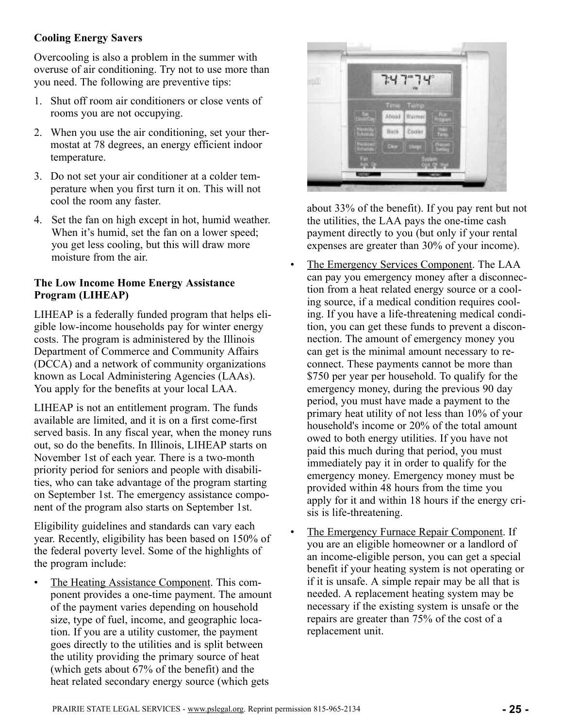**Cooling Energy Savers**

Overcooling is also a problem in the summer with overuse of air conditioning. Try not to use more than you need. The following are preventive tips:

1. Shut off room air conditioners or close vents of rooms you are not occupying.
2. When you use the air conditioning, set your thermostat at 78 degrees, an energy efficient indoor temperature.
3. Do not set your air conditioner at a colder temperature when you first turn it on. This will not cool the room any faster.
4. Set the fan on high except in hot, humid weather. When it's humid, set the fan on a lower speed; you get less cooling, but this will draw more moisture from the air.

**The Low Income Home Energy Assistance Program (LIHEAP)**

LIHEAP is a federally funded program that helps eligible low-income households pay for winter energy costs. The program is administered by the Illinois Department of Commerce and Community Affairs (DCCA) and a network of community organizations known as Local Administering Agencies (LAAs). You apply for the benefits at your local LAA.

LIHEAP is not an entitlement program. The funds available are limited, and it is on a first come-first served basis. In any fiscal year, when the money runs out, so do the benefits. In Illinois, LIHEAP starts on November 1st of each year. There is a two-month priority period for seniors and people with disabilities, who can take advantage of the program starting on September 1st. The emergency assistance component of the program also starts on September 1st.

Eligibility guidelines and standards can vary each year. Recently, eligibility has been based on 150% of the federal poverty level. Some of the highlights of the program include:

- The Heating Assistance Component. This component provides a one-time payment. The amount of the payment varies depending on household size, type of fuel, income, and geographic location. If you are a utility customer, the payment goes directly to the utilities and is split between the utility providing the primary source of heat (which gets about 67% of the benefit) and the heat related secondary energy source (which gets about 33% of the benefit). If you pay rent but not the utilities, the LAA pays the one-time cash payment directly to you (but only if your rental expenses are greater than 30% of your income).
- The Emergency Services Component. The LAA can pay you emergency money after a disconnection from a heat related energy source or a cooling source, if a medical condition requires cooling. If you have a life-threatening medical condition, you can get these funds to prevent a disconnection. The amount of emergency money you can get is the minimal amount necessary to reconnect. These payments cannot be more than $750 per year per household. To qualify for the emergency money, during the previous 90 day period, you must have made a payment to the primary heat utility of not less than 10% of your household's income or 20% of the total amount owed to both energy utilities. If you have not paid this much during that period, you must immediately pay it in order to qualify for the emergency money. Emergency money must be provided within 48 hours from the time you apply for it and within 18 hours if the energy crisis is life-threatening.
- The Emergency Furnace Repair Component. If you are an eligible homeowner or a landlord of an income-eligible person, you can get a special benefit if your heating system is not operating or if it is unsafe. A simple repair may be all that is needed. A replacement heating system may be necessary if the existing system is unsafe or the repairs are greater than 75% of the cost of a replacement unit.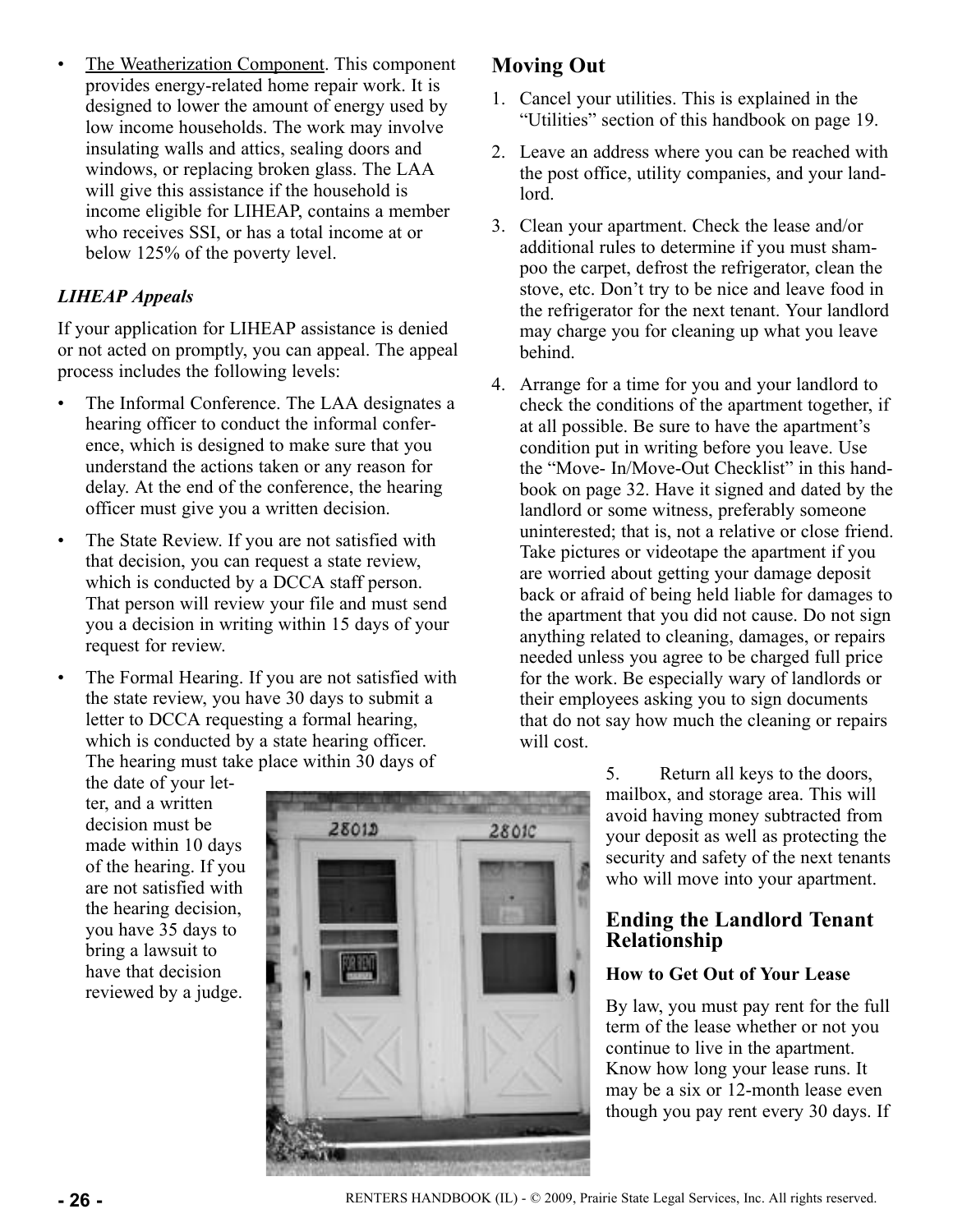- The Weatherization Component. This component provides energy-related home repair work. It is designed to lower the amount of energy used by low income households. The work may involve insulating walls and attics, sealing doors and windows, or replacing broken glass. The LAA will give this assistance if the household is income eligible for LIHEAP, contains a member who receives SSI, or has a total income at or below 125% of the poverty level.

### *LIHEAP Appeals*

If your application for LIHEAP assistance is denied or not acted on promptly, you can appeal. The appeal process includes the following levels:

- The Informal Conference. The LAA designates a hearing officer to conduct the informal conference, which is designed to make sure that you understand the actions taken or any reason for delay. At the end of the conference, the hearing officer must give you a written decision.
- The State Review. If you are not satisfied with that decision, you can request a state review, which is conducted by a DCCA staff person. That person will review your file and must send you a decision in writing within 15 days of your request for review.
- The Formal Hearing. If you are not satisfied with the state review, you have 30 days to submit a letter to DCCA requesting a formal hearing, which is conducted by a state hearing officer. The hearing must take place within 30 days of the date of your letter, and a written decision must be made within 10 days of the hearing. If you are not satisfied with the hearing decision, you have 35 days to bring a lawsuit to have that decision reviewed by a judge.

## Moving Out

1. Cancel your utilities. This is explained in the "Utilities" section of this handbook on page 19.
2. Leave an address where you can be reached with the post office, utility companies, and your landlord.
3. Clean your apartment. Check the lease and/or additional rules to determine if you must shampoo the carpet, defrost the refrigerator, clean the stove, etc. Don't try to be nice and leave food in the refrigerator for the next tenant. Your landlord may charge you for cleaning up what you leave behind.
4. Arrange for a time for you and your landlord to check the conditions of the apartment together, if at all possible. Be sure to have the apartment's condition put in writing before you leave. Use the "Move- In/Move-Out Checklist" in this handbook on page 32. Have it signed and dated by the landlord or some witness, preferably someone uninterested; that is, not a relative or close friend. Take pictures or videotape the apartment if you are worried about getting your damage deposit back or afraid of being held liable for damages to the apartment that you did not cause. Do not sign anything related to cleaning, damages, or repairs needed unless you agree to be charged full price for the work. Be especially wary of landlords or their employees asking you to sign documents that do not say how much the cleaning or repairs will cost.
5. Return all keys to the doors, mailbox, and storage area. This will avoid having money subtracted from your deposit as well as protecting the security and safety of the next tenants who will move into your apartment.

## Ending the Landlord Tenant Relationship

### How to Get Out of Your Lease

By law, you must pay rent for the full term of the lease whether or not you continue to live in the apartment. Know how long your lease runs. It may be a six or 12-month lease even though you pay rent every 30 days. If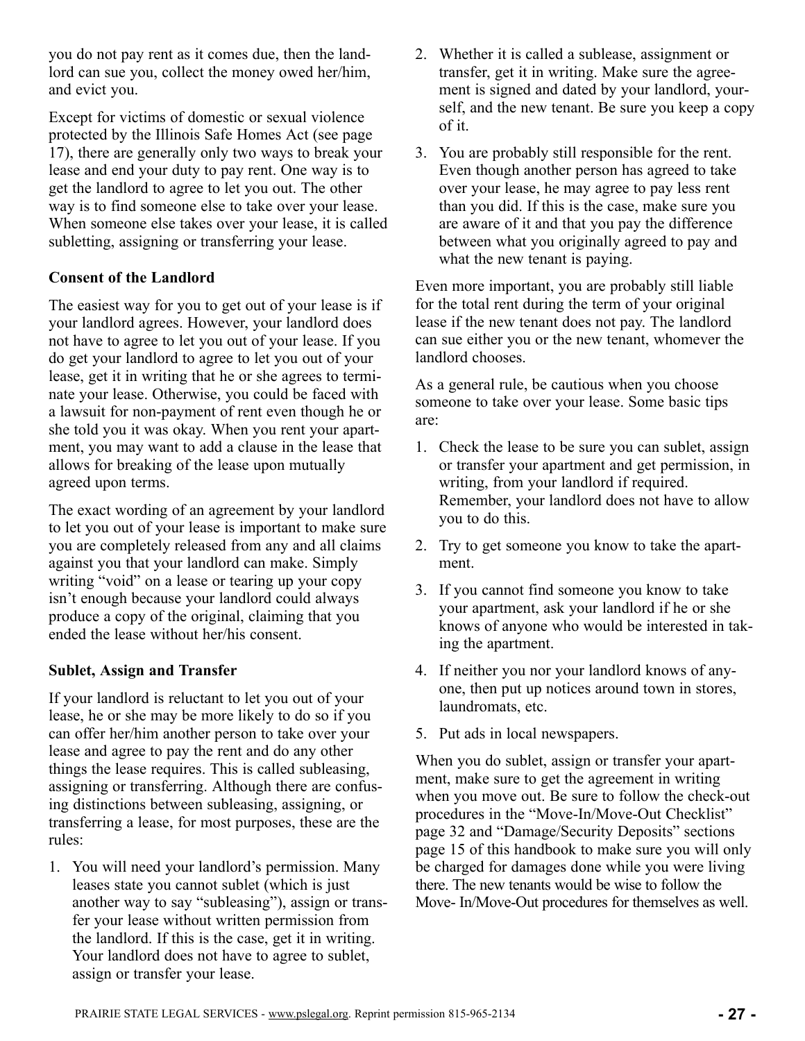you do not pay rent as it comes due, then the landlord can sue you, collect the money owed her/him, and evict you.

Except for victims of domestic or sexual violence protected by the Illinois Safe Homes Act (see page 17), there are generally only two ways to break your lease and end your duty to pay rent. One way is to get the landlord to agree to let you out. The other way is to find someone else to take over your lease. When someone else takes over your lease, it is called subletting, assigning or transferring your lease.

**Consent of the Landlord**

The easiest way for you to get out of your lease is if your landlord agrees. However, your landlord does not have to agree to let you out of your lease. If you do get your landlord to agree to let you out of your lease, get it in writing that he or she agrees to terminate your lease. Otherwise, you could be faced with a lawsuit for non-payment of rent even though he or she told you it was okay. When you rent your apartment, you may want to add a clause in the lease that allows for breaking of the lease upon mutually agreed upon terms.

The exact wording of an agreement by your landlord to let you out of your lease is important to make sure you are completely released from any and all claims against you that your landlord can make. Simply writing "void" on a lease or tearing up your copy isn't enough because your landlord could always produce a copy of the original, claiming that you ended the lease without her/his consent.

**Sublet, Assign and Transfer**

If your landlord is reluctant to let you out of your lease, he or she may be more likely to do so if you can offer her/him another person to take over your lease and agree to pay the rent and do any other things the lease requires. This is called subleasing, assigning or transferring. Although there are confusing distinctions between subleasing, assigning, or transferring a lease, for most purposes, these are the rules:

1. You will need your landlord's permission. Many leases state you cannot sublet (which is just another way to say "subleasing"), assign or transfer your lease without written permission from the landlord. If this is the case, get it in writing. Your landlord does not have to agree to sublet, assign or transfer your lease.
2. Whether it is called a sublease, assignment or transfer, get it in writing. Make sure the agreement is signed and dated by your landlord, yourself, and the new tenant. Be sure you keep a copy of it.
3. You are probably still responsible for the rent. Even though another person has agreed to take over your lease, he may agree to pay less rent than you did. If this is the case, make sure you are aware of it and that you pay the difference between what you originally agreed to pay and what the new tenant is paying.

Even more important, you are probably still liable for the total rent during the term of your original lease if the new tenant does not pay. The landlord can sue either you or the new tenant, whomever the landlord chooses.

As a general rule, be cautious when you choose someone to take over your lease. Some basic tips are:

1. Check the lease to be sure you can sublet, assign or transfer your apartment and get permission, in writing, from your landlord if required. Remember, your landlord does not have to allow you to do this.
2. Try to get someone you know to take the apartment.
3. If you cannot find someone you know to take your apartment, ask your landlord if he or she knows of anyone who would be interested in taking the apartment.
4. If neither you nor your landlord knows of anyone, then put up notices around town in stores, laundromats, etc.
5. Put ads in local newspapers.

When you do sublet, assign or transfer your apartment, make sure to get the agreement in writing when you move out. Be sure to follow the check-out procedures in the "Move-In/Move-Out Checklist" page 32 and "Damage/Security Deposits" sections page 15 of this handbook to make sure you will only be charged for damages done while you were living there. The new tenants would be wise to follow the Move- In/Move-Out procedures for themselves as well.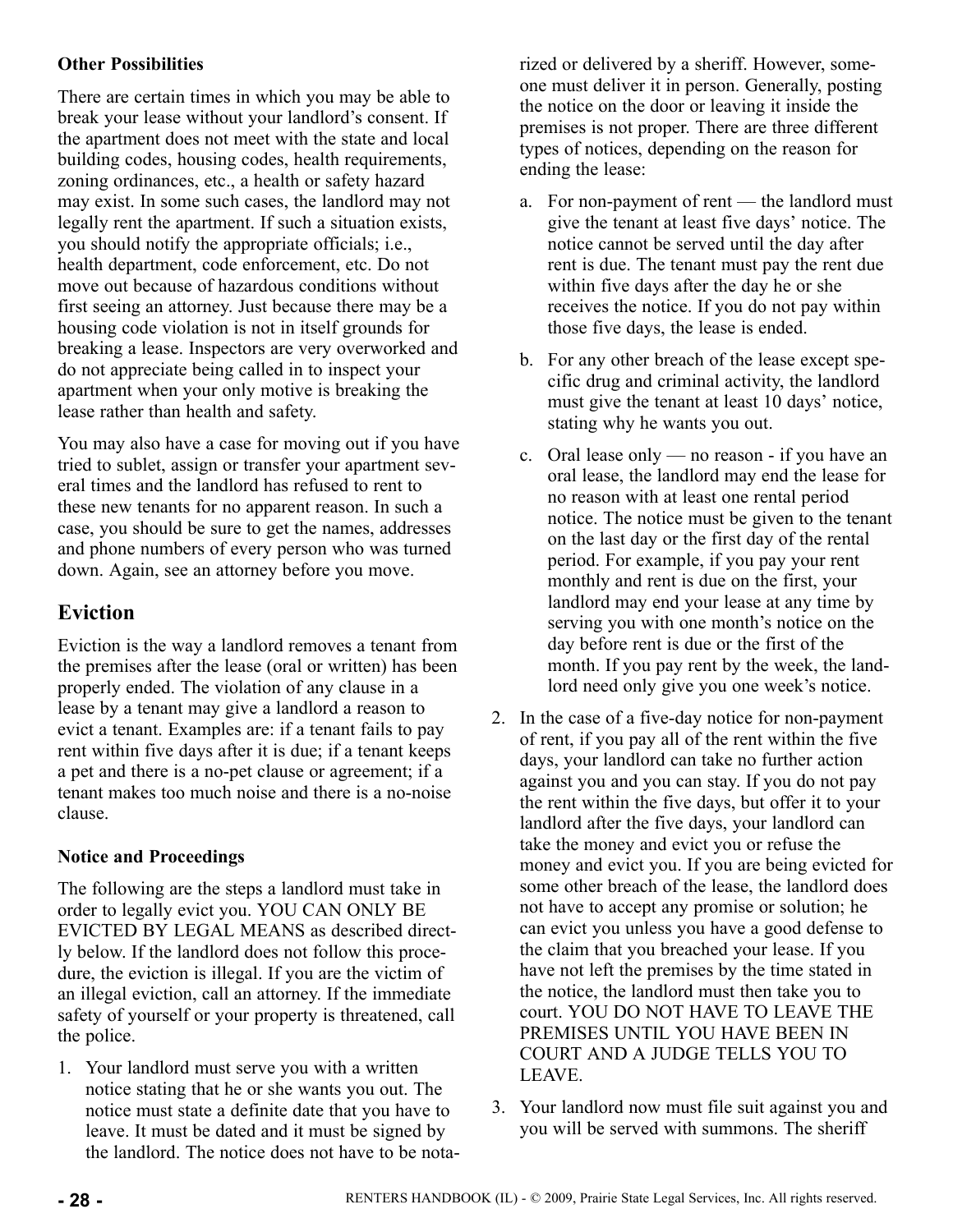### Other Possibilities

There are certain times in which you may be able to break your lease without your landlord's consent. If the apartment does not meet with the state and local building codes, housing codes, health requirements, zoning ordinances, etc., a health or safety hazard may exist. In some such cases, the landlord may not legally rent the apartment. If such a situation exists, you should notify the appropriate officials; i.e., health department, code enforcement, etc. Do not move out because of hazardous conditions without first seeing an attorney. Just because there may be a housing code violation is not in itself grounds for breaking a lease. Inspectors are very overworked and do not appreciate being called in to inspect your apartment when your only motive is breaking the lease rather than health and safety.

You may also have a case for moving out if you have tried to sublet, assign or transfer your apartment several times and the landlord has refused to rent to these new tenants for no apparent reason. In such a case, you should be sure to get the names, addresses and phone numbers of every person who was turned down. Again, see an attorney before you move.

## Eviction

Eviction is the way a landlord removes a tenant from the premises after the lease (oral or written) has been properly ended. The violation of any clause in a lease by a tenant may give a landlord a reason to evict a tenant. Examples are: if a tenant fails to pay rent within five days after it is due; if a tenant keeps a pet and there is a no-pet clause or agreement; if a tenant makes too much noise and there is a no-noise clause.

### Notice and Proceedings

The following are the steps a landlord must take in order to legally evict you. YOU CAN ONLY BE EVICTED BY LEGAL MEANS as described directly below. If the landlord does not follow this procedure, the eviction is illegal. If you are the victim of an illegal eviction, call an attorney. If the immediate safety of yourself or your property is threatened, call the police.

1. Your landlord must serve you with a written notice stating that he or she wants you out. The notice must state a definite date that you have to leave. It must be dated and it must be signed by the landlord. The notice does not have to be notarized or delivered by a sheriff. However, someone must deliver it in person. Generally, posting the notice on the door or leaving it inside the premises is not proper. There are three different types of notices, depending on the reason for ending the lease:
   a. For non-payment of rent — the landlord must give the tenant at least five days' notice. The notice cannot be served until the day after rent is due. The tenant must pay the rent due within five days after the day he or she receives the notice. If you do not pay within those five days, the lease is ended.
   b. For any other breach of the lease except specific drug and criminal activity, the landlord must give the tenant at least 10 days' notice, stating why he wants you out.
   c. Oral lease only — no reason - if you have an oral lease, the landlord may end the lease for no reason with at least one rental period notice. The notice must be given to the tenant on the last day or the first day of the rental period. For example, if you pay your rent monthly and rent is due on the first, your landlord may end your lease at any time by serving you with one month's notice on the day before rent is due or the first of the month. If you pay rent by the week, the landlord need only give you one week's notice.
2. In the case of a five-day notice for non-payment of rent, if you pay all of the rent within the five days, your landlord can take no further action against you and you can stay. If you do not pay the rent within the five days, but offer it to your landlord after the five days, your landlord can take the money and evict you or refuse the money and evict you. If you are being evicted for some other breach of the lease, the landlord does not have to accept any promise or solution; he can evict you unless you have a good defense to the claim that you breached your lease. If you have not left the premises by the time stated in the notice, the landlord must then take you to court. YOU DO NOT HAVE TO LEAVE THE PREMISES UNTIL YOU HAVE BEEN IN COURT AND A JUDGE TELLS YOU TO LEAVE.
3. Your landlord now must file suit against you and you will be served with summons. The sheriff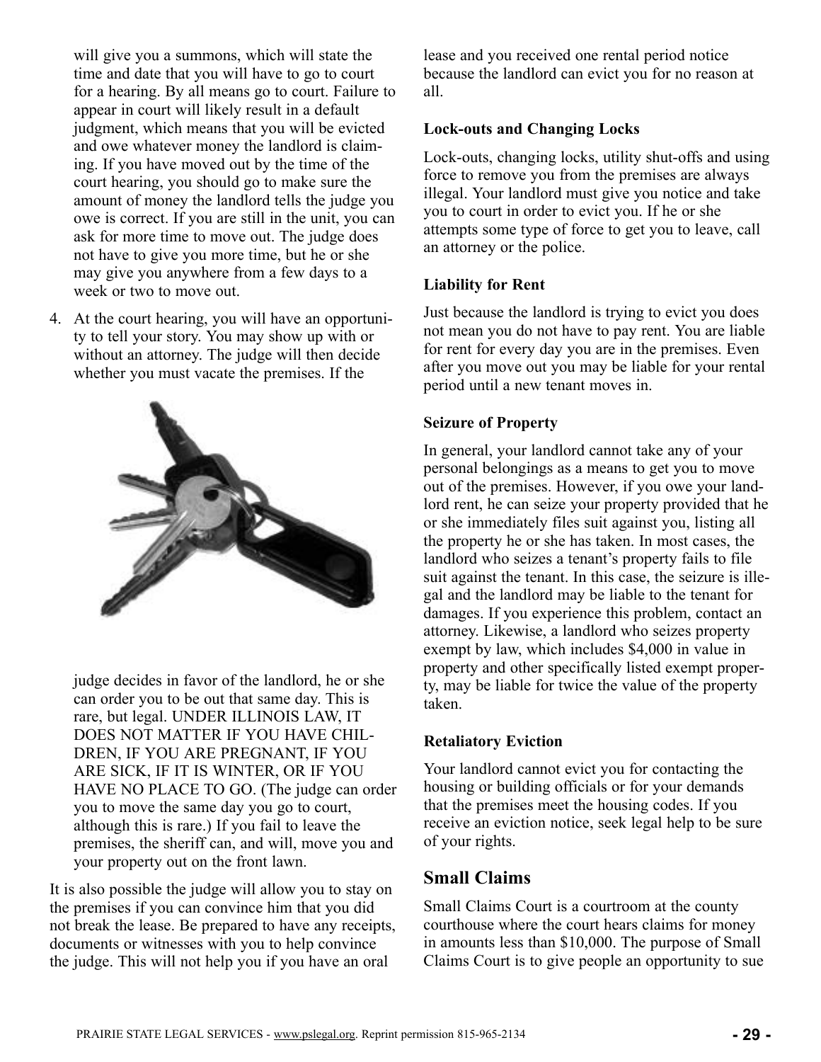will give you a summons, which will state the time and date that you will have to go to court for a hearing. By all means go to court. Failure to appear in court will likely result in a default judgment, which means that you will be evicted and owe whatever money the landlord is claiming. If you have moved out by the time of the court hearing, you should go to make sure the amount of money the landlord tells the judge you owe is correct. If you are still in the unit, you can ask for more time to move out. The judge does not have to give you more time, but he or she may give you anywhere from a few days to a week or two to move out.

4. At the court hearing, you will have an opportunity to tell your story. You may show up with or without an attorney. The judge will then decide whether you must vacate the premises. If the judge decides in favor of the landlord, he or she can order you to be out that same day. This is rare, but legal. UNDER ILLINOIS LAW, IT DOES NOT MATTER IF YOU HAVE CHILDREN, IF YOU ARE PREGNANT, IF YOU ARE SICK, IF IT IS WINTER, OR IF YOU HAVE NO PLACE TO GO. (The judge can order you to move the same day you go to court, although this is rare.) If you fail to leave the premises, the sheriff can, and will, move you and your property out on the front lawn.

It is also possible the judge will allow you to stay on the premises if you can convince him that you did not break the lease. Be prepared to have any receipts, documents or witnesses with you to help convince the judge. This will not help you if you have an oral lease and you received one rental period notice because the landlord can evict you for no reason at all.

**Lock-outs and Changing Locks**

Lock-outs, changing locks, utility shut-offs and using force to remove you from the premises are always illegal. Your landlord must give you notice and take you to court in order to evict you. If he or she attempts some type of force to get you to leave, call an attorney or the police.

**Liability for Rent**

Just because the landlord is trying to evict you does not mean you do not have to pay rent. You are liable for rent for every day you are in the premises. Even after you move out you may be liable for your rental period until a new tenant moves in.

**Seizure of Property**

In general, your landlord cannot take any of your personal belongings as a means to get you to move out of the premises. However, if you owe your landlord rent, he can seize your property provided that he or she immediately files suit against you, listing all the property he or she has taken. In most cases, the landlord who seizes a tenant's property fails to file suit against the tenant. In this case, the seizure is illegal and the landlord may be liable to the tenant for damages. If you experience this problem, contact an attorney. Likewise, a landlord who seizes property exempt by law, which includes $4,000 in value in property and other specifically listed exempt property, may be liable for twice the value of the property taken.

**Retaliatory Eviction**

Your landlord cannot evict you for contacting the housing or building officials or for your demands that the premises meet the housing codes. If you receive an eviction notice, seek legal help to be sure of your rights.

## Small Claims

Small Claims Court is a courtroom at the county courthouse where the court hears claims for money in amounts less than $10,000. The purpose of Small Claims Court is to give people an opportunity to sue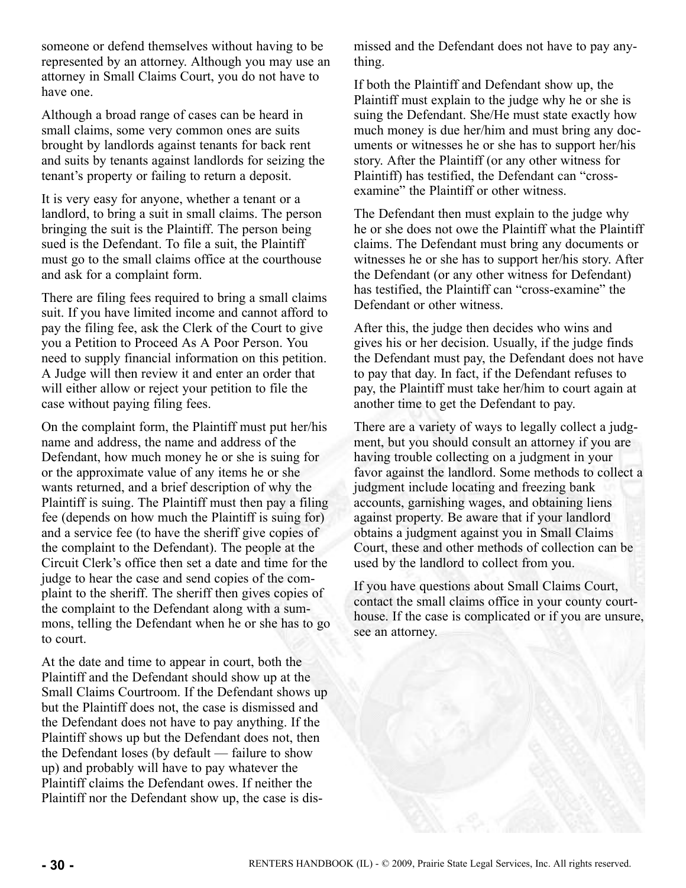someone or defend themselves without having to be represented by an attorney. Although you may use an attorney in Small Claims Court, you do not have to have one.

Although a broad range of cases can be heard in small claims, some very common ones are suits brought by landlords against tenants for back rent and suits by tenants against landlords for seizing the tenant's property or failing to return a deposit.

It is very easy for anyone, whether a tenant or a landlord, to bring a suit in small claims. The person bringing the suit is the Plaintiff. The person being sued is the Defendant. To file a suit, the Plaintiff must go to the small claims office at the courthouse and ask for a complaint form.

There are filing fees required to bring a small claims suit. If you have limited income and cannot afford to pay the filing fee, ask the Clerk of the Court to give you a Petition to Proceed As A Poor Person. You need to supply financial information on this petition. A Judge will then review it and enter an order that will either allow or reject your petition to file the case without paying filing fees.

On the complaint form, the Plaintiff must put her/his name and address, the name and address of the Defendant, how much money he or she is suing for or the approximate value of any items he or she wants returned, and a brief description of why the Plaintiff is suing. The Plaintiff must then pay a filing fee (depends on how much the Plaintiff is suing for) and a service fee (to have the sheriff give copies of the complaint to the Defendant). The people at the Circuit Clerk's office then set a date and time for the judge to hear the case and send copies of the complaint to the sheriff. The sheriff then gives copies of the complaint to the Defendant along with a summons, telling the Defendant when he or she has to go to court.

At the date and time to appear in court, both the Plaintiff and the Defendant should show up at the Small Claims Courtroom. If the Defendant shows up but the Plaintiff does not, the case is dismissed and the Defendant does not have to pay anything. If the Plaintiff shows up but the Defendant does not, then the Defendant loses (by default — failure to show up) and probably will have to pay whatever the Plaintiff claims the Defendant owes. If neither the Plaintiff nor the Defendant show up, the case is dismissed and the Defendant does not have to pay anything.

If both the Plaintiff and Defendant show up, the Plaintiff must explain to the judge why he or she is suing the Defendant. She/He must state exactly how much money is due her/him and must bring any documents or witnesses he or she has to support her/his story. After the Plaintiff (or any other witness for Plaintiff) has testified, the Defendant can "cross-examine" the Plaintiff or other witness.

The Defendant then must explain to the judge why he or she does not owe the Plaintiff what the Plaintiff claims. The Defendant must bring any documents or witnesses he or she has to support her/his story. After the Defendant (or any other witness for Defendant) has testified, the Plaintiff can "cross-examine" the Defendant or other witness.

After this, the judge then decides who wins and gives his or her decision. Usually, if the judge finds the Defendant must pay, the Defendant does not have to pay that day. In fact, if the Defendant refuses to pay, the Plaintiff must take her/him to court again at another time to get the Defendant to pay.

There are a variety of ways to legally collect a judgment, but you should consult an attorney if you are having trouble collecting on a judgment in your favor against the landlord. Some methods to collect a judgment include locating and freezing bank accounts, garnishing wages, and obtaining liens against property. Be aware that if your landlord obtains a judgment against you in Small Claims Court, these and other methods of collection can be used by the landlord to collect from you.

If you have questions about Small Claims Court, contact the small claims office in your county courthouse. If the case is complicated or if you are unsure, see an attorney.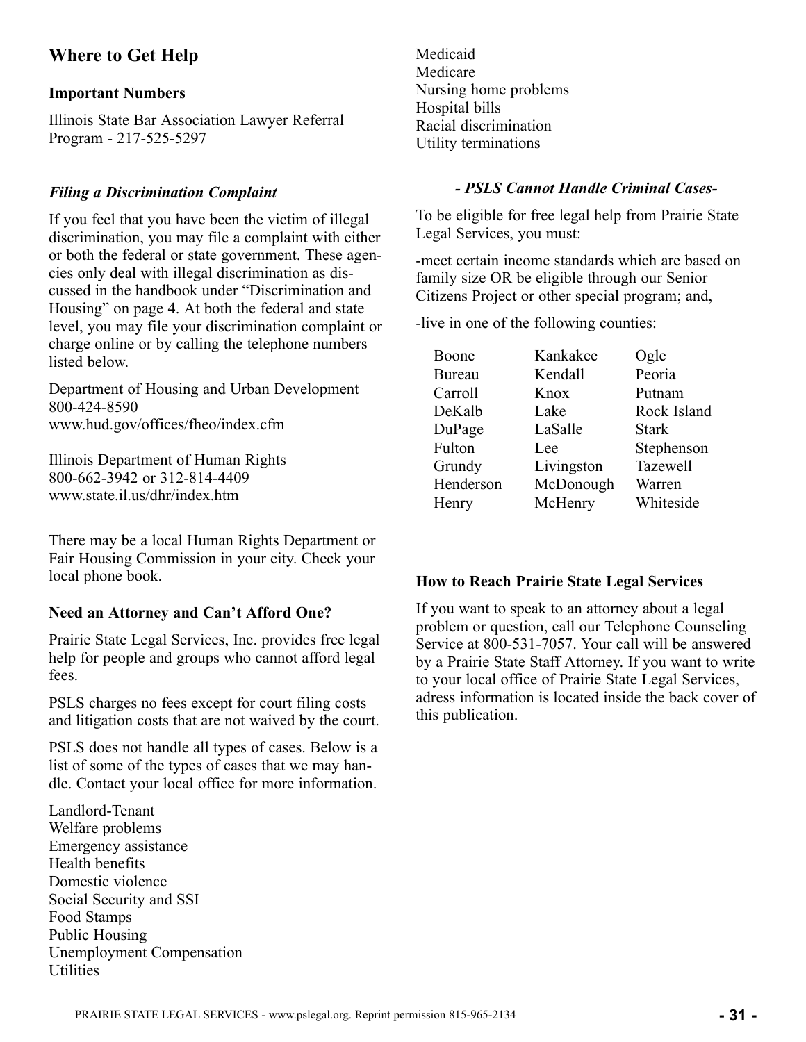## Where to Get Help

### Important Numbers

Illinois State Bar Association Lawyer Referral Program - 217-525-5297

### *Filing a Discrimination Complaint*

If you feel that you have been the victim of illegal discrimination, you may file a complaint with either or both the federal or state government. These agencies only deal with illegal discrimination as discussed in the handbook under "Discrimination and Housing" on page 4. At both the federal and state level, you may file your discrimination complaint or charge online or by calling the telephone numbers listed below.

Department of Housing and Urban Development
800-424-8590
www.hud.gov/offices/fheo/index.cfm

Illinois Department of Human Rights
800-662-3942 or 312-814-4409
www.state.il.us/dhr/index.htm

There may be a local Human Rights Department or Fair Housing Commission in your city. Check your local phone book.

### Need an Attorney and Can't Afford One?

Prairie State Legal Services, Inc. provides free legal help for people and groups who cannot afford legal fees.

PSLS charges no fees except for court filing costs and litigation costs that are not waived by the court.

PSLS does not handle all types of cases. Below is a list of some of the types of cases that we may handle. Contact your local office for more information.

Landlord-Tenant
Welfare problems
Emergency assistance
Health benefits
Domestic violence
Social Security and SSI
Food Stamps
Public Housing
Unemployment Compensation
Utilities
Medicaid
Medicare
Nursing home problems
Hospital bills
Racial discrimination
Utility terminations

***- PSLS Cannot Handle Criminal Cases-***

To be eligible for free legal help from Prairie State Legal Services, you must:

-meet certain income standards which are based on family size OR be eligible through our Senior Citizens Project or other special program; and,

-live in one of the following counties:

| | | |
|---|---|---|
| Boone | Kankakee | Ogle |
| Bureau | Kendall | Peoria |
| Carroll | Knox | Putnam |
| DeKalb | Lake | Rock Island |
| DuPage | LaSalle | Stark |
| Fulton | Lee | Stephenson |
| Grundy | Livingston | Tazewell |
| Henderson | McDonough | Warren |
| Henry | McHenry | Whiteside |

### How to Reach Prairie State Legal Services

If you want to speak to an attorney about a legal problem or question, call our Telephone Counseling Service at 800-531-7057. Your call will be answered by a Prairie State Staff Attorney. If you want to write to your local office of Prairie State Legal Services, adress information is located inside the back cover of this publication.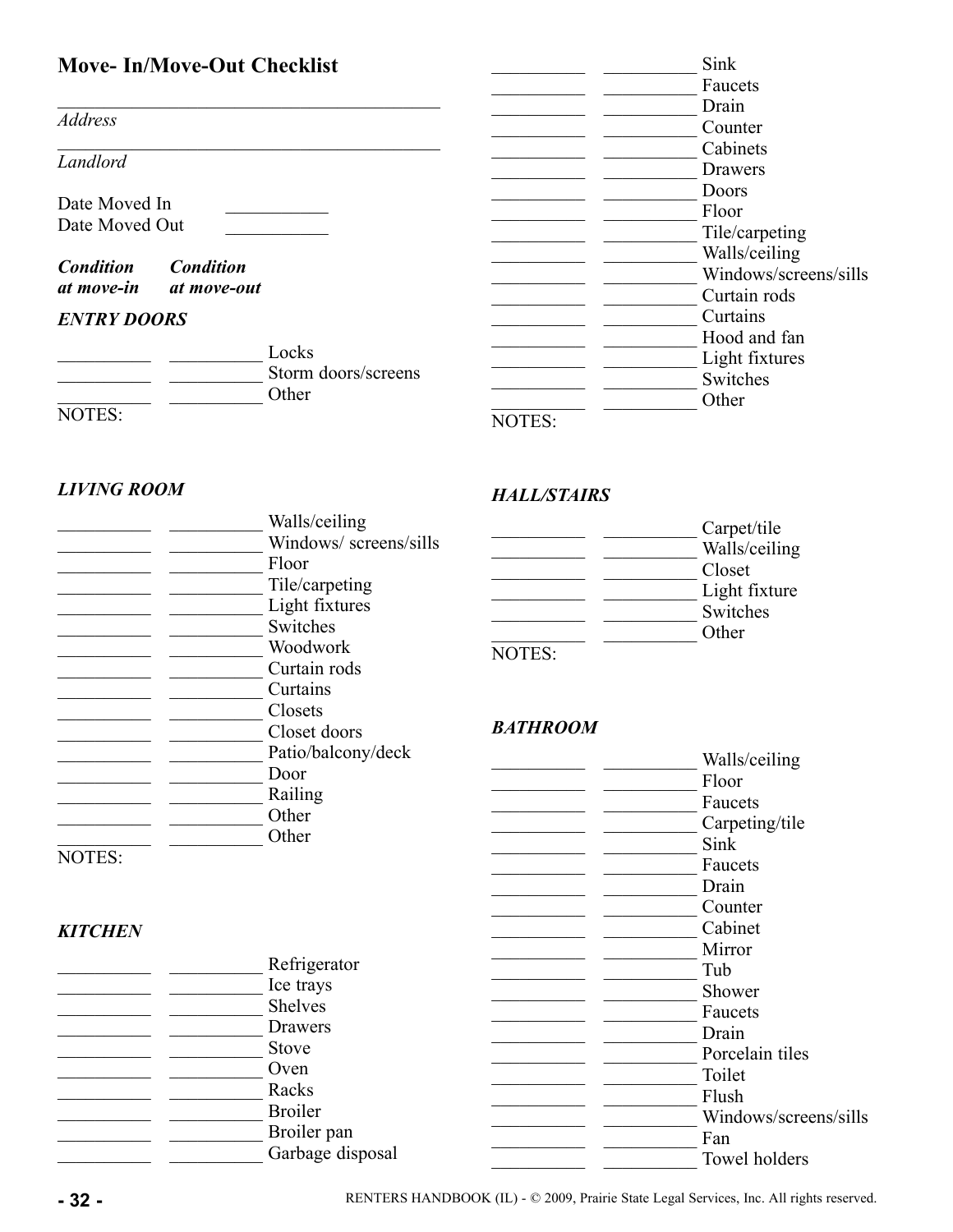## Move- In/Move-Out Checklist

\_\_\_\_\_\_\_\_\_\_\_\_\_\_\_\_\_\_\_\_\_\_\_\_\_\_\_\_\_\_\_\_\_\_\_\_\_\_\_\_
*Address*

\_\_\_\_\_\_\_\_\_\_\_\_\_\_\_\_\_\_\_\_\_\_\_\_\_\_\_\_\_\_\_\_\_\_\_\_\_\_\_\_
*Landlord*

Date Moved In \_\_\_\_\_\_\_\_\_\_\_
Date Moved Out \_\_\_\_\_\_\_\_\_\_\_

### *ENTRY DOORS*

| *Condition at move-in* | *Condition at move-out* | |
|---|---|---|
| __________ | __________ | Locks |
| __________ | __________ | Storm doors/screens |
| __________ | __________ | Other |

NOTES:

### *LIVING ROOM*

| *Condition at move-in* | *Condition at move-out* | |
|---|---|---|
| __________ | __________ | Walls/ceiling |
| __________ | __________ | Windows/ screens/sills |
| __________ | __________ | Floor |
| __________ | __________ | Tile/carpeting |
| __________ | __________ | Light fixtures |
| __________ | __________ | Switches |
| __________ | __________ | Woodwork |
| __________ | __________ | Curtain rods |
| __________ | __________ | Curtains |
| __________ | __________ | Closets |
| __________ | __________ | Closet doors |
| __________ | __________ | Patio/balcony/deck |
| __________ | __________ | Door |
| __________ | __________ | Railing |
| __________ | __________ | Other |
| __________ | __________ | Other |

NOTES:

### *KITCHEN*

| *Condition at move-in* | *Condition at move-out* | |
|---|---|---|
| __________ | __________ | Refrigerator |
| __________ | __________ | Ice trays |
| __________ | __________ | Shelves |
| __________ | __________ | Drawers |
| __________ | __________ | Stove |
| __________ | __________ | Oven |
| __________ | __________ | Racks |
| __________ | __________ | Broiler |
| __________ | __________ | Broiler pan |
| __________ | __________ | Garbage disposal |
| __________ | __________ | Sink |
| __________ | __________ | Faucets |
| __________ | __________ | Drain |
| __________ | __________ | Counter |
| __________ | __________ | Cabinets |
| __________ | __________ | Drawers |
| __________ | __________ | Doors |
| __________ | __________ | Floor |
| __________ | __________ | Tile/carpeting |
| __________ | __________ | Walls/ceiling |
| __________ | __________ | Windows/screens/sills |
| __________ | __________ | Curtain rods |
| __________ | __________ | Curtains |
| __________ | __________ | Hood and fan |
| __________ | __________ | Light fixtures |
| __________ | __________ | Switches |
| __________ | __________ | Other |

NOTES:

### *HALL/STAIRS*

| *Condition at move-in* | *Condition at move-out* | |
|---|---|---|
| __________ | __________ | Carpet/tile |
| __________ | __________ | Walls/ceiling |
| __________ | __________ | Closet |
| __________ | __________ | Light fixture |
| __________ | __________ | Switches |
| __________ | __________ | Other |

NOTES:

### *BATHROOM*

| *Condition at move-in* | *Condition at move-out* | |
|---|---|---|
| __________ | __________ | Walls/ceiling |
| __________ | __________ | Floor |
| __________ | __________ | Faucets |
| __________ | __________ | Carpeting/tile |
| __________ | __________ | Sink |
| __________ | __________ | Faucets |
| __________ | __________ | Drain |
| __________ | __________ | Counter |
| __________ | __________ | Cabinet |
| __________ | __________ | Mirror |
| __________ | __________ | Tub |
| __________ | __________ | Shower |
| __________ | __________ | Faucets |
| __________ | __________ | Drain |
| __________ | __________ | Porcelain tiles |
| __________ | __________ | Toilet |
| __________ | __________ | Flush |
| __________ | __________ | Windows/screens/sills |
| __________ | __________ | Fan |
| __________ | __________ | Towel holders |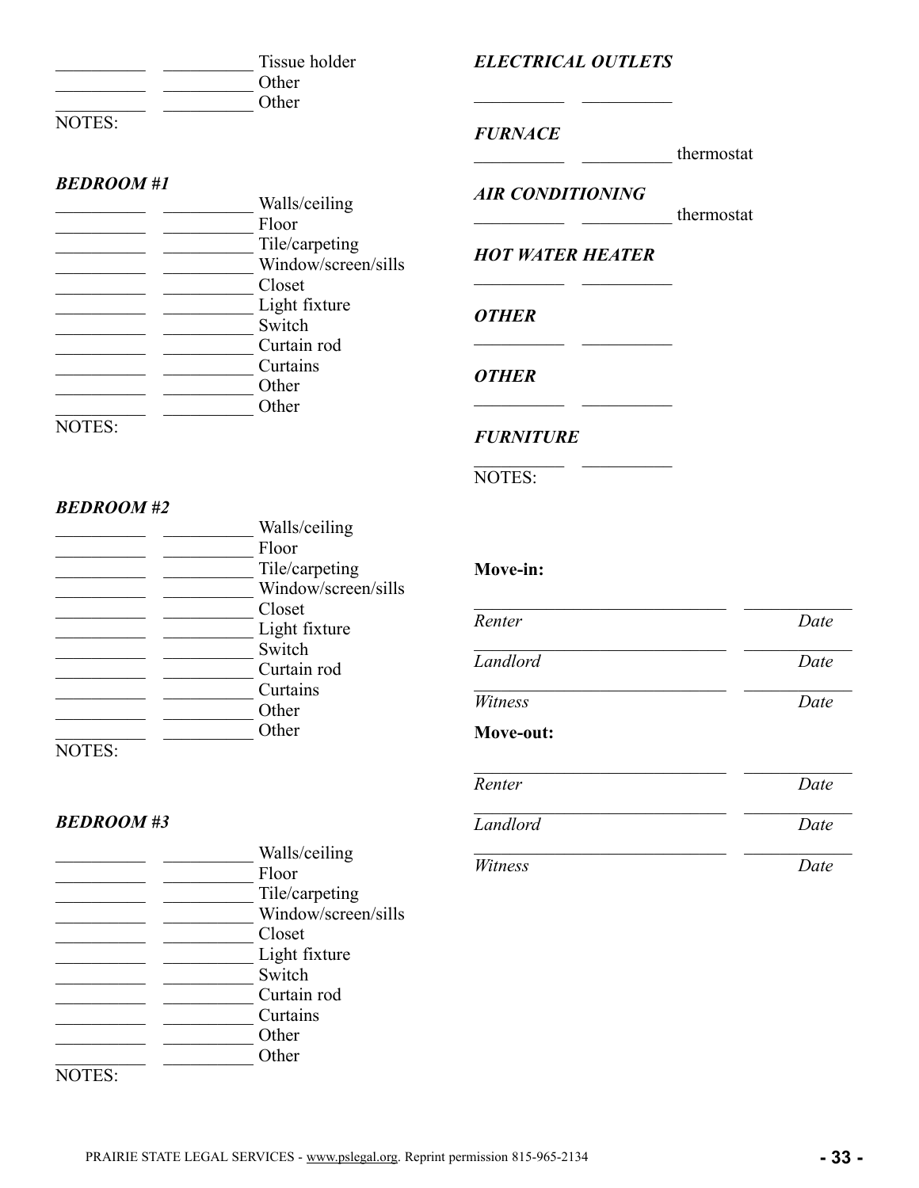\_\_\_\_\_\_\_\_\_\_ \_\_\_\_\_\_\_\_\_\_ Tissue holder
\_\_\_\_\_\_\_\_\_\_ \_\_\_\_\_\_\_\_\_\_ Other
\_\_\_\_\_\_\_\_\_\_ \_\_\_\_\_\_\_\_\_\_ Other

NOTES:

***BEDROOM #1***

\_\_\_\_\_\_\_\_\_\_ \_\_\_\_\_\_\_\_\_\_ Walls/ceiling
\_\_\_\_\_\_\_\_\_\_ \_\_\_\_\_\_\_\_\_\_ Floor
\_\_\_\_\_\_\_\_\_\_ \_\_\_\_\_\_\_\_\_\_ Tile/carpeting
\_\_\_\_\_\_\_\_\_\_ \_\_\_\_\_\_\_\_\_\_ Window/screen/sills
\_\_\_\_\_\_\_\_\_\_ \_\_\_\_\_\_\_\_\_\_ Closet
\_\_\_\_\_\_\_\_\_\_ \_\_\_\_\_\_\_\_\_\_ Light fixture
\_\_\_\_\_\_\_\_\_\_ \_\_\_\_\_\_\_\_\_\_ Switch
\_\_\_\_\_\_\_\_\_\_ \_\_\_\_\_\_\_\_\_\_ Curtain rod
\_\_\_\_\_\_\_\_\_\_ \_\_\_\_\_\_\_\_\_\_ Curtains
\_\_\_\_\_\_\_\_\_\_ \_\_\_\_\_\_\_\_\_\_ Other
\_\_\_\_\_\_\_\_\_\_ \_\_\_\_\_\_\_\_\_\_ Other

NOTES:

***BEDROOM #2***

\_\_\_\_\_\_\_\_\_\_ \_\_\_\_\_\_\_\_\_\_ Walls/ceiling
\_\_\_\_\_\_\_\_\_\_ \_\_\_\_\_\_\_\_\_\_ Floor
\_\_\_\_\_\_\_\_\_\_ \_\_\_\_\_\_\_\_\_\_ Tile/carpeting
\_\_\_\_\_\_\_\_\_\_ \_\_\_\_\_\_\_\_\_\_ Window/screen/sills
\_\_\_\_\_\_\_\_\_\_ \_\_\_\_\_\_\_\_\_\_ Closet
\_\_\_\_\_\_\_\_\_\_ \_\_\_\_\_\_\_\_\_\_ Light fixture
\_\_\_\_\_\_\_\_\_\_ \_\_\_\_\_\_\_\_\_\_ Switch
\_\_\_\_\_\_\_\_\_\_ \_\_\_\_\_\_\_\_\_\_ Curtain rod
\_\_\_\_\_\_\_\_\_\_ \_\_\_\_\_\_\_\_\_\_ Curtains
\_\_\_\_\_\_\_\_\_\_ \_\_\_\_\_\_\_\_\_\_ Other
\_\_\_\_\_\_\_\_\_\_ \_\_\_\_\_\_\_\_\_\_ Other

NOTES:

***BEDROOM #3***

\_\_\_\_\_\_\_\_\_\_ \_\_\_\_\_\_\_\_\_\_ Walls/ceiling
\_\_\_\_\_\_\_\_\_\_ \_\_\_\_\_\_\_\_\_\_ Floor
\_\_\_\_\_\_\_\_\_\_ \_\_\_\_\_\_\_\_\_\_ Tile/carpeting
\_\_\_\_\_\_\_\_\_\_ \_\_\_\_\_\_\_\_\_\_ Window/screen/sills
\_\_\_\_\_\_\_\_\_\_ \_\_\_\_\_\_\_\_\_\_ Closet
\_\_\_\_\_\_\_\_\_\_ \_\_\_\_\_\_\_\_\_\_ Light fixture
\_\_\_\_\_\_\_\_\_\_ \_\_\_\_\_\_\_\_\_\_ Switch
\_\_\_\_\_\_\_\_\_\_ \_\_\_\_\_\_\_\_\_\_ Curtain rod
\_\_\_\_\_\_\_\_\_\_ \_\_\_\_\_\_\_\_\_\_ Curtains
\_\_\_\_\_\_\_\_\_\_ \_\_\_\_\_\_\_\_\_\_ Other
\_\_\_\_\_\_\_\_\_\_ \_\_\_\_\_\_\_\_\_\_ Other

NOTES:

***ELECTRICAL OUTLETS***

\_\_\_\_\_\_\_\_\_\_ \_\_\_\_\_\_\_\_\_\_

***FURNACE***

\_\_\_\_\_\_\_\_\_\_ \_\_\_\_\_\_\_\_\_\_ thermostat

***AIR CONDITIONING***

\_\_\_\_\_\_\_\_\_\_ \_\_\_\_\_\_\_\_\_\_ thermostat

***HOT WATER HEATER***

\_\_\_\_\_\_\_\_\_\_ \_\_\_\_\_\_\_\_\_\_

***OTHER***

\_\_\_\_\_\_\_\_\_\_ \_\_\_\_\_\_\_\_\_\_

***OTHER***

\_\_\_\_\_\_\_\_\_\_ \_\_\_\_\_\_\_\_\_\_

***FURNITURE***

\_\_\_\_\_\_\_\_\_\_ \_\_\_\_\_\_\_\_\_\_

NOTES:

**Move-in:**

\_\_\_\_\_\_\_\_\_\_\_\_\_\_\_\_\_\_\_\_\_\_\_\_\_\_\_\_ \_\_\_\_\_\_\_\_\_\_\_\_
*Renter* *Date*

\_\_\_\_\_\_\_\_\_\_\_\_\_\_\_\_\_\_\_\_\_\_\_\_\_\_\_\_ \_\_\_\_\_\_\_\_\_\_\_\_
*Landlord* *Date*

\_\_\_\_\_\_\_\_\_\_\_\_\_\_\_\_\_\_\_\_\_\_\_\_\_\_\_\_ \_\_\_\_\_\_\_\_\_\_\_\_
*Witness* *Date*

**Move-out:**

\_\_\_\_\_\_\_\_\_\_\_\_\_\_\_\_\_\_\_\_\_\_\_\_\_\_\_\_ \_\_\_\_\_\_\_\_\_\_\_\_
*Renter* *Date*

\_\_\_\_\_\_\_\_\_\_\_\_\_\_\_\_\_\_\_\_\_\_\_\_\_\_\_\_ \_\_\_\_\_\_\_\_\_\_\_\_
*Landlord* *Date*

\_\_\_\_\_\_\_\_\_\_\_\_\_\_\_\_\_\_\_\_\_\_\_\_\_\_\_\_ \_\_\_\_\_\_\_\_\_\_\_\_
*Witness* *Date*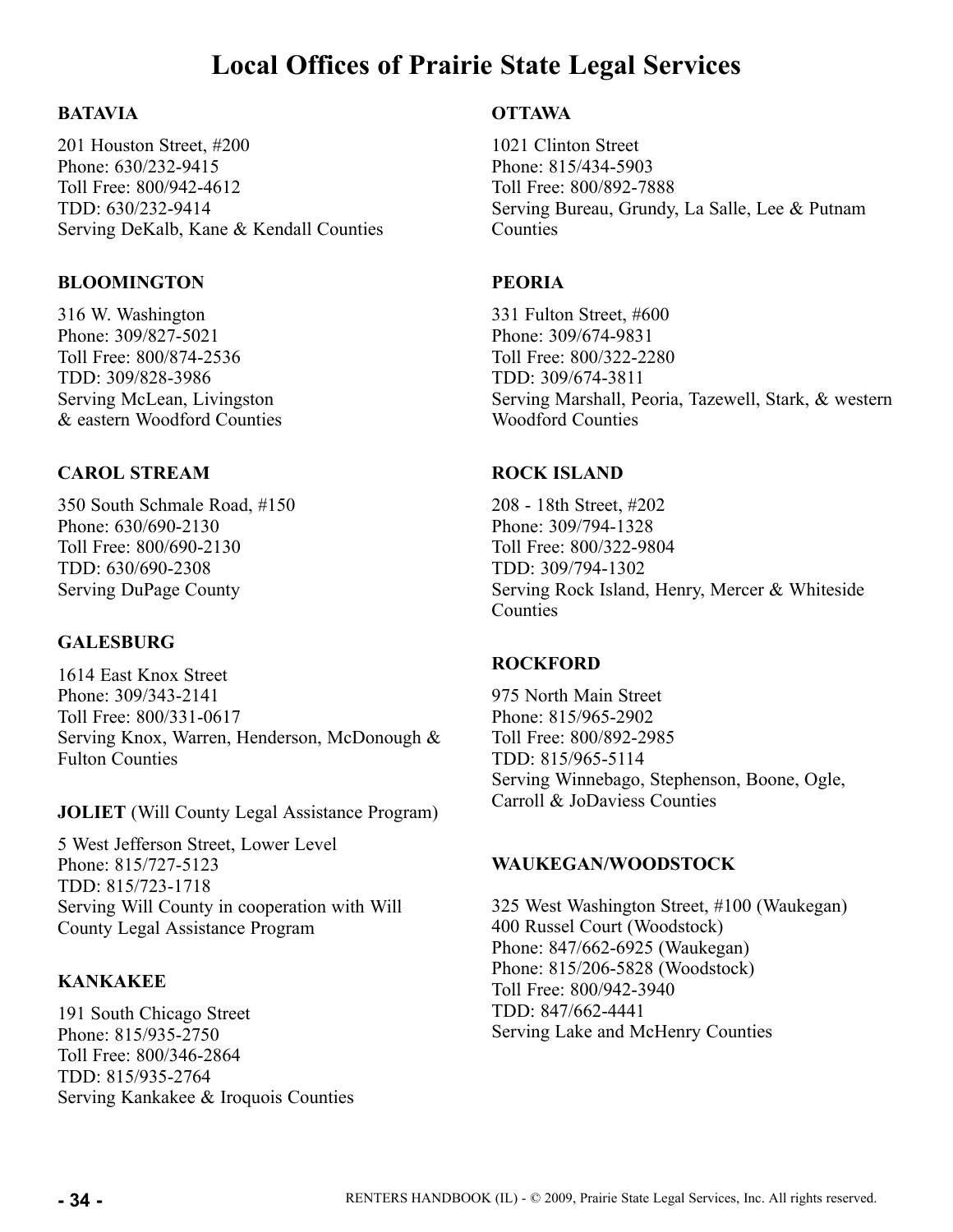# Local Offices of Prairie State Legal Services

**BATAVIA**

201 Houston Street, #200
Phone: 630/232-9415
Toll Free: 800/942-4612
TDD: 630/232-9414
Serving DeKalb, Kane & Kendall Counties

**BLOOMINGTON**

316 W. Washington
Phone: 309/827-5021
Toll Free: 800/874-2536
TDD: 309/828-3986
Serving McLean, Livingston & eastern Woodford Counties

**CAROL STREAM**

350 South Schmale Road, #150
Phone: 630/690-2130
Toll Free: 800/690-2130
TDD: 630/690-2308
Serving DuPage County

**GALESBURG**

1614 East Knox Street
Phone: 309/343-2141
Toll Free: 800/331-0617
Serving Knox, Warren, Henderson, McDonough & Fulton Counties

**JOLIET** (Will County Legal Assistance Program)

5 West Jefferson Street, Lower Level
Phone: 815/727-5123
TDD: 815/723-1718
Serving Will County in cooperation with Will County Legal Assistance Program

**KANKAKEE**

191 South Chicago Street
Phone: 815/935-2750
Toll Free: 800/346-2864
TDD: 815/935-2764
Serving Kankakee & Iroquois Counties

**OTTAWA**

1021 Clinton Street
Phone: 815/434-5903
Toll Free: 800/892-7888
Serving Bureau, Grundy, La Salle, Lee & Putnam Counties

**PEORIA**

331 Fulton Street, #600
Phone: 309/674-9831
Toll Free: 800/322-2280
TDD: 309/674-3811
Serving Marshall, Peoria, Tazewell, Stark, & western Woodford Counties

**ROCK ISLAND**

208 - 18th Street, #202
Phone: 309/794-1328
Toll Free: 800/322-9804
TDD: 309/794-1302
Serving Rock Island, Henry, Mercer & Whiteside Counties

**ROCKFORD**

975 North Main Street
Phone: 815/965-2902
Toll Free: 800/892-2985
TDD: 815/965-5114
Serving Winnebago, Stephenson, Boone, Ogle, Carroll & JoDaviess Counties

**WAUKEGAN/WOODSTOCK**

325 West Washington Street, #100 (Waukegan)
400 Russel Court (Woodstock)
Phone: 847/662-6925 (Waukegan)
Phone: 815/206-5828 (Woodstock)
Toll Free: 800/942-3940
TDD: 847/662-4441
Serving Lake and McHenry Counties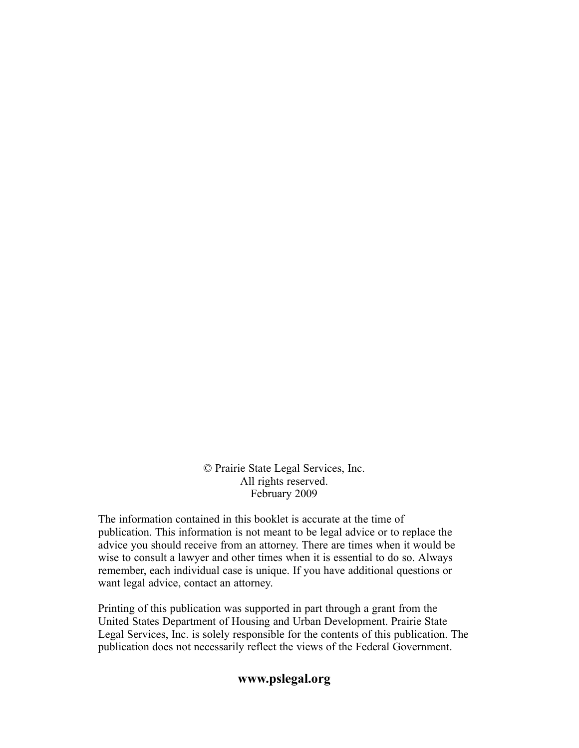© Prairie State Legal Services, Inc.
All rights reserved.
February 2009

The information contained in this booklet is accurate at the time of publication. This information is not meant to be legal advice or to replace the advice you should receive from an attorney. There are times when it would be wise to consult a lawyer and other times when it is essential to do so. Always remember, each individual case is unique. If you have additional questions or want legal advice, contact an attorney.

Printing of this publication was supported in part through a grant from the United States Department of Housing and Urban Development. Prairie State Legal Services, Inc. is solely responsible for the contents of this publication. The publication does not necessarily reflect the views of the Federal Government.

**www.pslegal.org**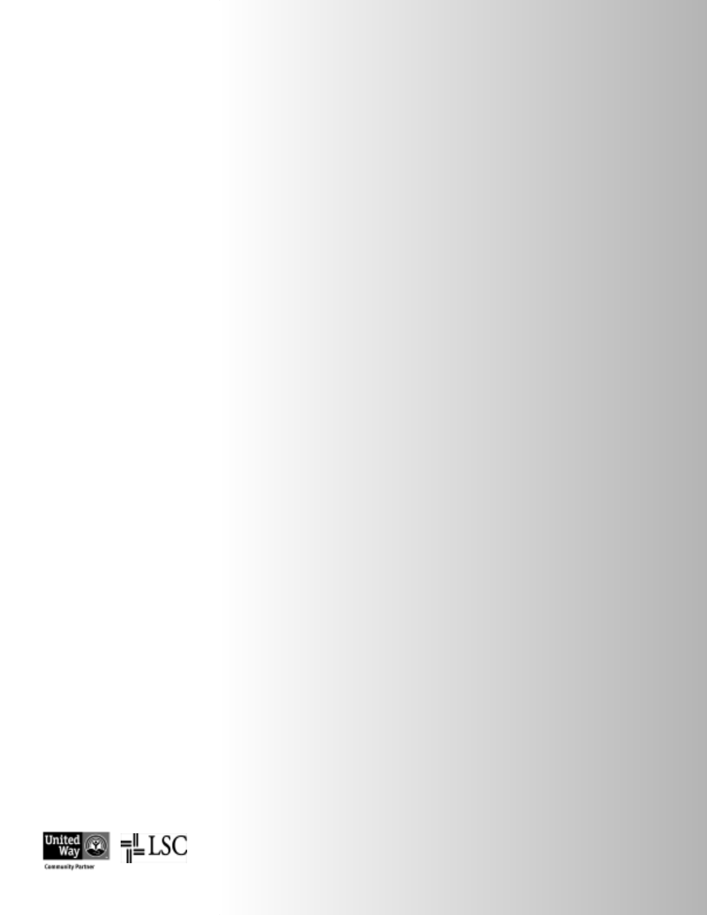United Way

Community Partner

LSC